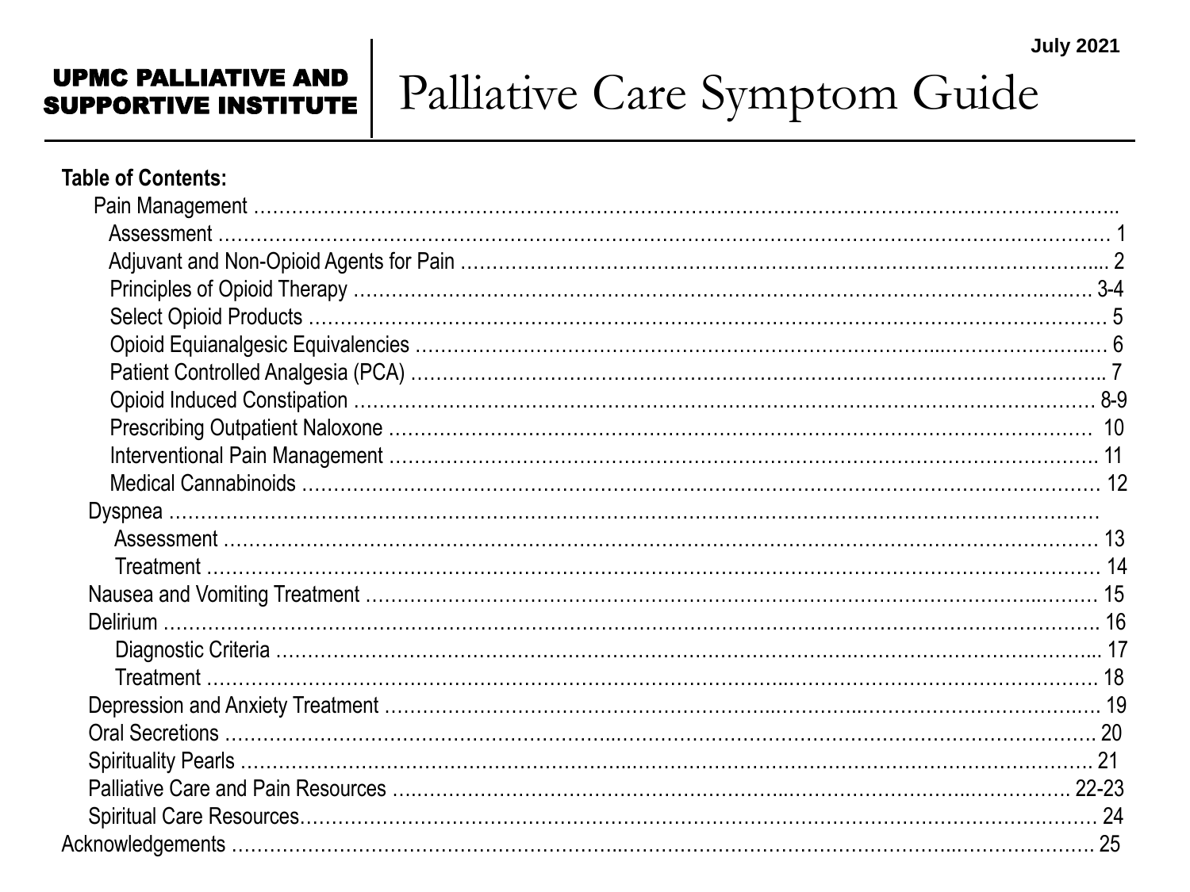July 2021

**UPMC PALLIATIVE AND SUPPORTIVE INSTITUTE**

# Palliative Care Symptom Guide

**Table of Contents:**

- Pain Management
  - Assessment ……… 1
  - Adjuvant and Non-Opioid Agents for Pain ……… 2
  - Principles of Opioid Therapy ……… 3-4
  - Select Opioid Products ……… 5
  - Opioid Equianalgesic Equivalencies ……… 6
  - Patient Controlled Analgesia (PCA) ……… 7
  - Opioid Induced Constipation ……… 8-9
  - Prescribing Outpatient Naloxone ……… 10
  - Interventional Pain Management ……… 11
  - Medical Cannabinoids ……… 12
- Dyspnea
  - Assessment ……… 13
  - Treatment ……… 14
- Nausea and Vomiting Treatment ……… 15
- Delirium ……… 16
  - Diagnostic Criteria ……… 17
  - Treatment ……… 18
- Depression and Anxiety Treatment ……… 19
- Oral Secretions ……… 20
- Spirituality Pearls ……… 21
- Palliative Care and Pain Resources ……… 22-23
- Spiritual Care Resources……… 24

Acknowledgements ……… 25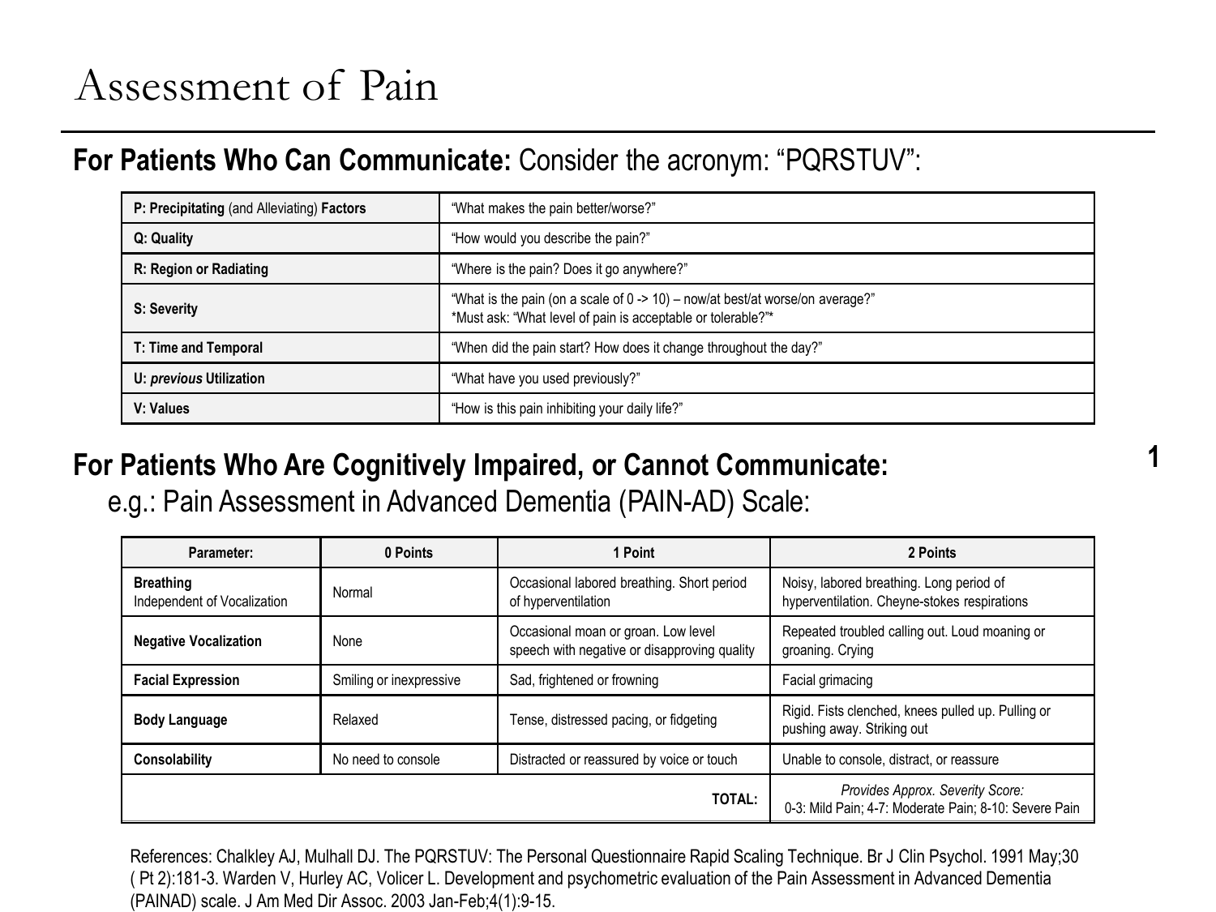# Assessment of Pain

## **For Patients Who Can Communicate:** Consider the acronym: "PQRSTUV":

| **P: Precipitating** (and Alleviating) **Factors** | "What makes the pain better/worse?" |
|---|---|
| **Q: Quality** | "How would you describe the pain?" |
| **R: Region or Radiating** | "Where is the pain? Does it go anywhere?" |
| **S: Severity** | "What is the pain (on a scale of 0 -> 10) – now/at best/at worse/on average?" *Must ask: "What level of pain is acceptable or tolerable?"* |
| **T: Time and Temporal** | "When did the pain start? How does it change throughout the day?" |
| **U: *previous* Utilization** | "What have you used previously?" |
| **V: Values** | "How is this pain inhibiting your daily life?" |

## **For Patients Who Are Cognitively Impaired, or Cannot Communicate:**

e.g.: Pain Assessment in Advanced Dementia (PAIN-AD) Scale:

| **Parameter:** | **0 Points** | **1 Point** | **2 Points** |
|---|---|---|---|
| **Breathing** Independent of Vocalization | Normal | Occasional labored breathing. Short period of hyperventilation | Noisy, labored breathing. Long period of hyperventilation. Cheyne-stokes respirations |
| **Negative Vocalization** | None | Occasional moan or groan. Low level speech with negative or disapproving quality | Repeated troubled calling out. Loud moaning or groaning. Crying |
| **Facial Expression** | Smiling or inexpressive | Sad, frightened or frowning | Facial grimacing |
| **Body Language** | Relaxed | Tense, distressed pacing, or fidgeting | Rigid. Fists clenched, knees pulled up. Pulling or pushing away. Striking out |
| **Consolability** | No need to console | Distracted or reassured by voice or touch | Unable to console, distract, or reassure |
| | | **TOTAL:** | *Provides Approx. Severity Score:* 0-3: Mild Pain; 4-7: Moderate Pain; 8-10: Severe Pain |

References: Chalkley AJ, Mulhall DJ. The PQRSTUV: The Personal Questionnaire Rapid Scaling Technique. Br J Clin Psychol. 1991 May;30 ( Pt 2):181-3. Warden V, Hurley AC, Volicer L. Development and psychometric evaluation of the Pain Assessment in Advanced Dementia (PAINAD) scale. J Am Med Dir Assoc. 2003 Jan-Feb;4(1):9-15.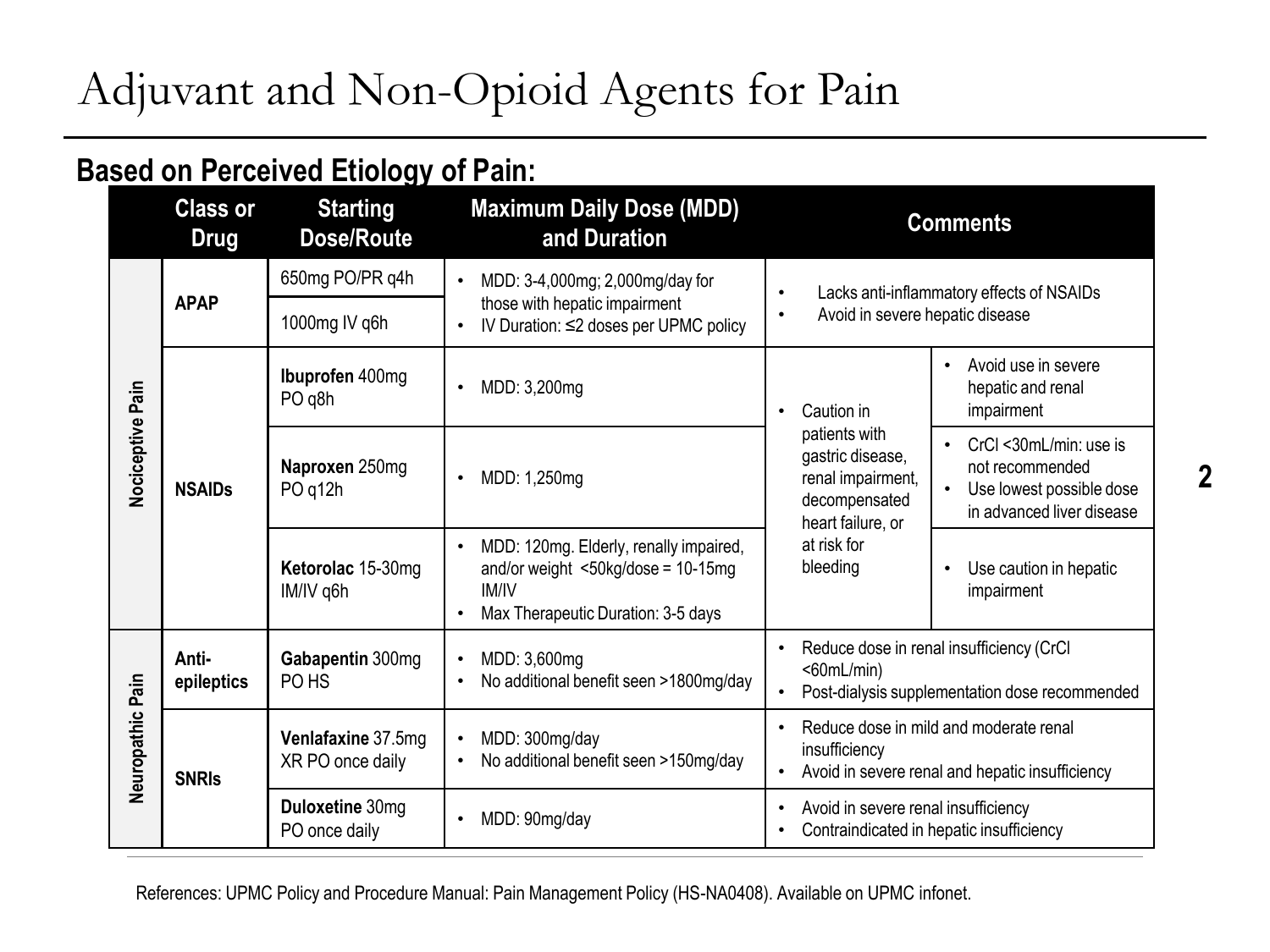# Adjuvant and Non-Opioid Agents for Pain

## Based on Perceived Etiology of Pain:

| | Class or Drug | Starting Dose/Route | Maximum Daily Dose (MDD) and Duration | Comments | |
|---|---|---|---|---|---|
| **Nociceptive Pain** | **APAP** | 650mg PO/PR q4h<br>1000mg IV q6h | • MDD: 3-4,000mg; 2,000mg/day for those with hepatic impairment<br>• IV Duration: ≤2 doses per UPMC policy | • Lacks anti-inflammatory effects of NSAIDs<br>• Avoid in severe hepatic disease | |
| | **NSAIDs** | **Ibuprofen** 400mg PO q8h | • MDD: 3,200mg | • Caution in patients with gastric disease, renal impairment, decompensated heart failure, or at risk for bleeding | • Avoid use in severe hepatic and renal impairment |
| | | **Naproxen** 250mg PO q12h | • MDD: 1,250mg | | • CrCl <30mL/min: use is not recommended<br>• Use lowest possible dose in advanced liver disease |
| | | **Ketorolac** 15-30mg IM/IV q6h | • MDD: 120mg. Elderly, renally impaired, and/or weight <50kg/dose = 10-15mg IM/IV<br>• Max Therapeutic Duration: 3-5 days | | • Use caution in hepatic impairment |
| **Neuropathic Pain** | **Anti-epileptics** | **Gabapentin** 300mg PO HS | • MDD: 3,600mg<br>• No additional benefit seen >1800mg/day | • Reduce dose in renal insufficiency (CrCl <60mL/min)<br>• Post-dialysis supplementation dose recommended | |
| | **SNRIs** | **Venlafaxine** 37.5mg XR PO once daily | • MDD: 300mg/day<br>• No additional benefit seen >150mg/day | • Reduce dose in mild and moderate renal insufficiency<br>• Avoid in severe renal and hepatic insufficiency | |
| | | **Duloxetine** 30mg PO once daily | • MDD: 90mg/day | • Avoid in severe renal insufficiency<br>• Contraindicated in hepatic insufficiency | |

References: UPMC Policy and Procedure Manual: Pain Management Policy (HS-NA0408). Available on UPMC infonet.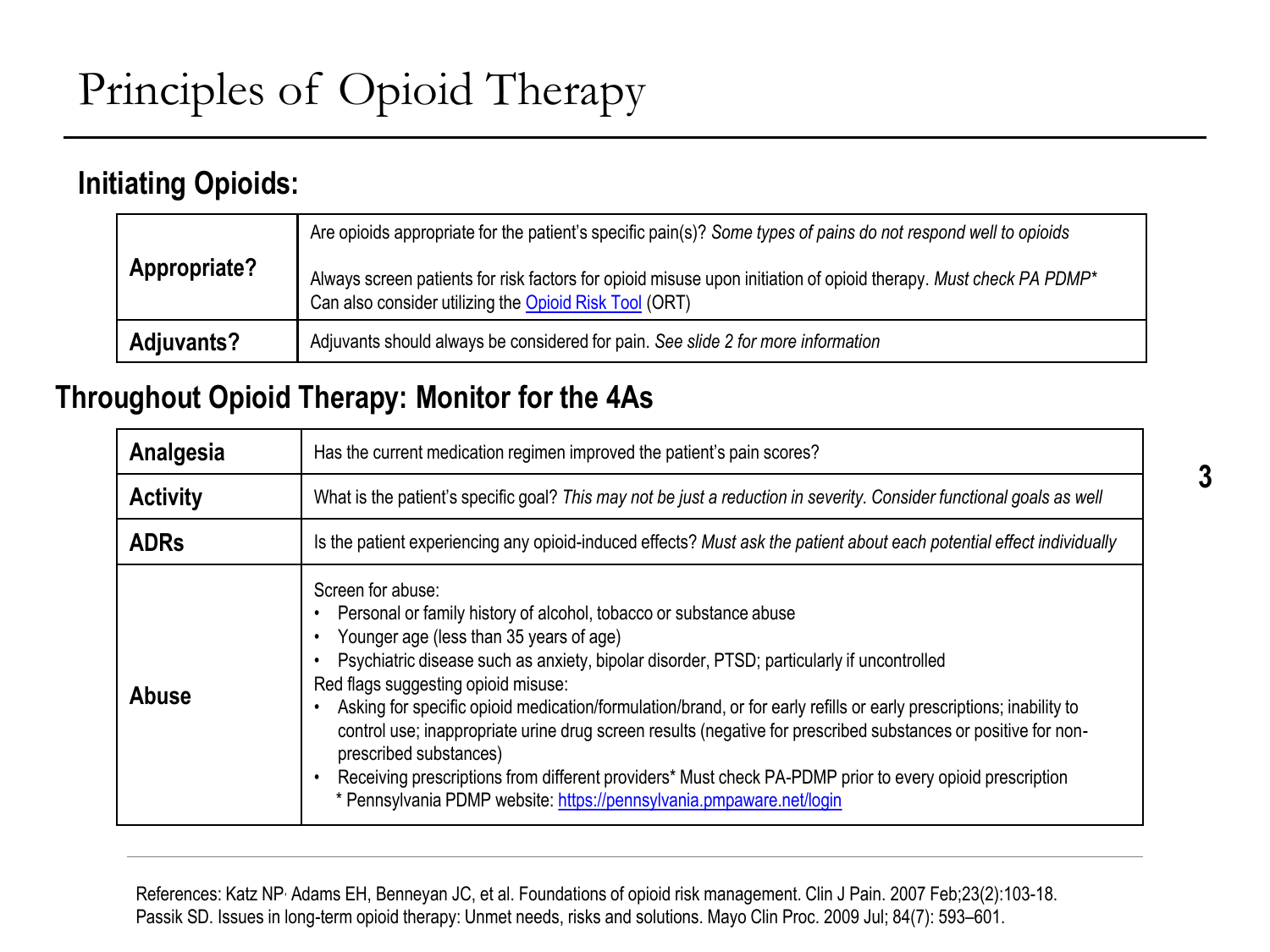# Principles of Opioid Therapy

## Initiating Opioids:

| | |
|---|---|
| **Appropriate?** | Are opioids appropriate for the patient's specific pain(s)? *Some types of pains do not respond well to opioids*<br><br>Always screen patients for risk factors for opioid misuse upon initiation of opioid therapy. *Must check PA PDMP** Can also consider utilizing the [Opioid Risk Tool](#) (ORT) |
| **Adjuvants?** | Adjuvants should always be considered for pain. *See slide 2 for more information* |

## Throughout Opioid Therapy: Monitor for the 4As

| | |
|---|---|
| **Analgesia** | Has the current medication regimen improved the patient's pain scores? |
| **Activity** | What is the patient's specific goal? *This may not be just a reduction in severity. Consider functional goals as well* |
| **ADRs** | Is the patient experiencing any opioid-induced effects? *Must ask the patient about each potential effect individually* |
| **Abuse** | Screen for abuse:<br>• Personal or family history of alcohol, tobacco or substance abuse<br>• Younger age (less than 35 years of age)<br>• Psychiatric disease such as anxiety, bipolar disorder, PTSD; particularly if uncontrolled<br>Red flags suggesting opioid misuse:<br>• Asking for specific opioid medication/formulation/brand, or for early refills or early prescriptions; inability to control use; inappropriate urine drug screen results (negative for prescribed substances or positive for non-prescribed substances)<br>• Receiving prescriptions from different providers* Must check PA-PDMP prior to every opioid prescription<br>* Pennsylvania PDMP website: https://pennsylvania.pmpaware.net/login |

References: Katz NP, Adams EH, Benneyan JC, et al. Foundations of opioid risk management. Clin J Pain. 2007 Feb;23(2):103-18.
Passik SD. Issues in long-term opioid therapy: Unmet needs, risks and solutions. Mayo Clin Proc. 2009 Jul; 84(7): 593–601.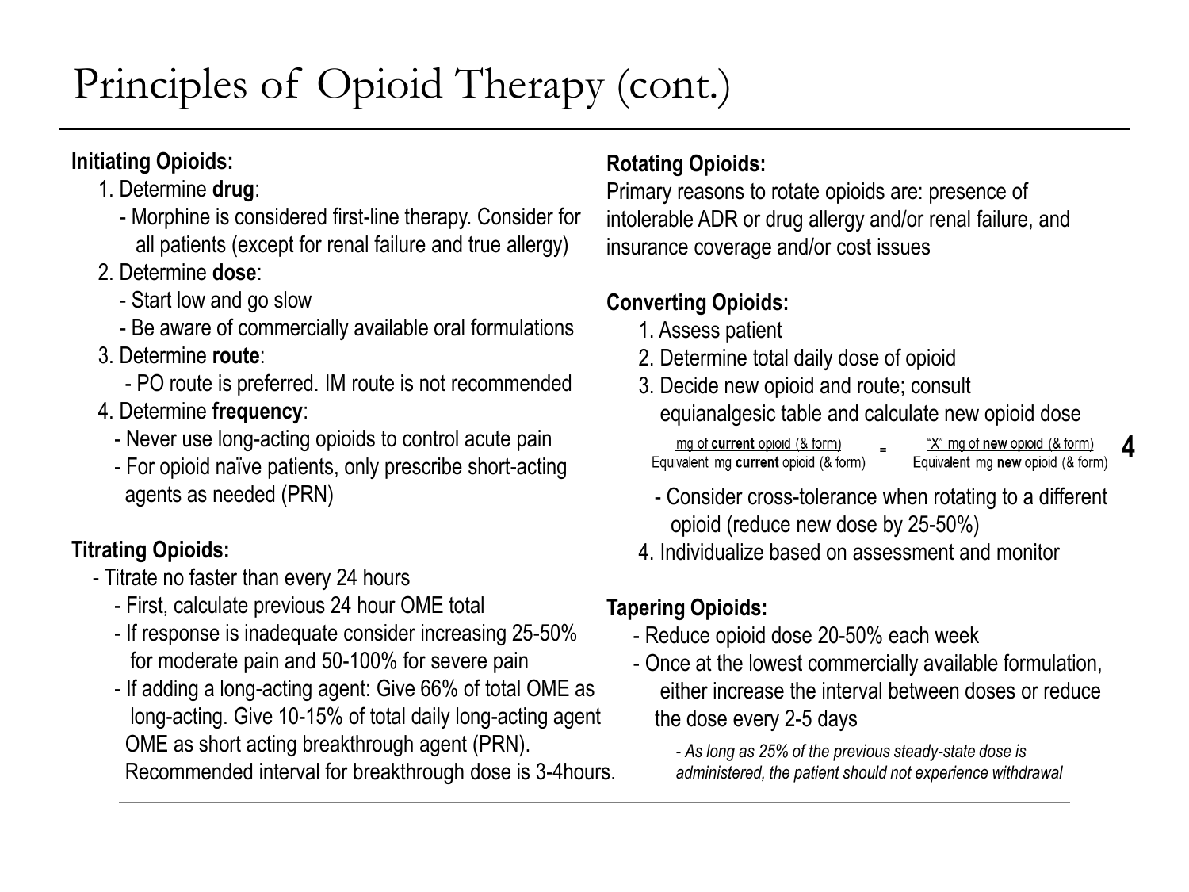# Principles of Opioid Therapy (cont.)

**Initiating Opioids:**

1. Determine **drug**:
   - Morphine is considered first-line therapy. Consider for all patients (except for renal failure and true allergy)
2. Determine **dose**:
   - Start low and go slow
   - Be aware of commercially available oral formulations
3. Determine **route**:
   - PO route is preferred. IM route is not recommended
4. Determine **frequency**:
   - Never use long-acting opioids to control acute pain
   - For opioid naïve patients, only prescribe short-acting agents as needed (PRN)

**Titrating Opioids:**

- Titrate no faster than every 24 hours
  - First, calculate previous 24 hour OME total
  - If response is inadequate consider increasing 25-50% for moderate pain and 50-100% for severe pain
  - If adding a long-acting agent: Give 66% of total OME as long-acting. Give 10-15% of total daily long-acting agent OME as short acting breakthrough agent (PRN). Recommended interval for breakthrough dose is 3-4hours.

**Rotating Opioids:**

Primary reasons to rotate opioids are: presence of intolerable ADR or drug allergy and/or renal failure, and insurance coverage and/or cost issues

**Converting Opioids:**

1. Assess patient
2. Determine total daily dose of opioid
3. Decide new opioid and route; consult equianalgesic table and calculate new opioid dose

$$\frac{\text{mg of } \textbf{current} \text{ opioid (\& form)}}{\text{Equivalent mg } \textbf{current} \text{ opioid (\& form)}} = \frac{\text{"X" mg of } \textbf{new} \text{ opioid (\& form)}}{\text{Equivalent mg } \textbf{new} \text{ opioid (\& form)}}$$

   - Consider cross-tolerance when rotating to a different opioid (reduce new dose by 25-50%)
4. Individualize based on assessment and monitor

**Tapering Opioids:**

- Reduce opioid dose 20-50% each week
- Once at the lowest commercially available formulation, either increase the interval between doses or reduce the dose every 2-5 days
  - *As long as 25% of the previous steady-state dose is administered, the patient should not experience withdrawal*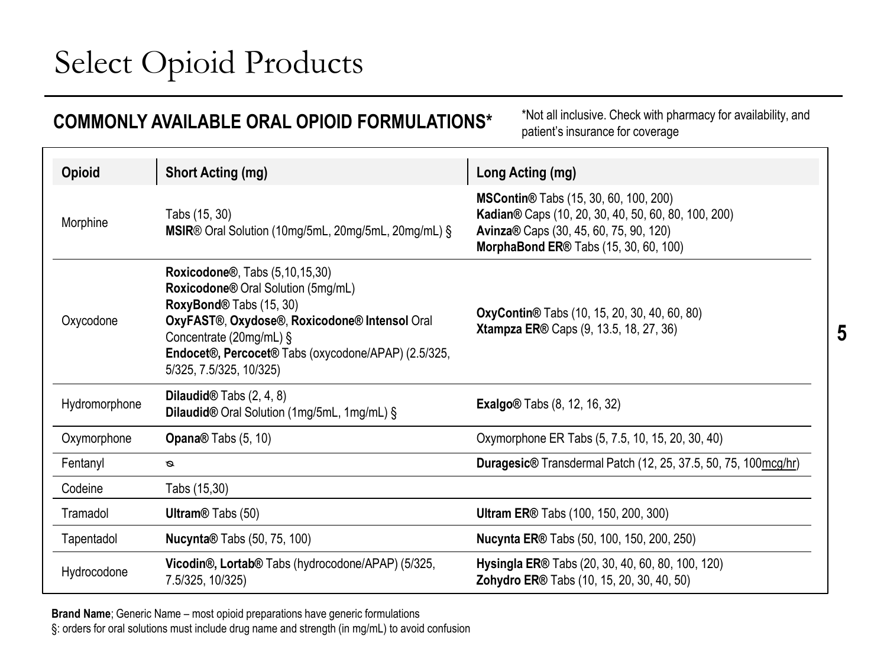# Select Opioid Products

## COMMONLY AVAILABLE ORAL OPIOID FORMULATIONS*

*Not all inclusive. Check with pharmacy for availability, and patient's insurance for coverage

| Opioid | Short Acting (mg) | Long Acting (mg) |
|---|---|---|
| Morphine | Tabs (15, 30)<br>**MSIR**® Oral Solution (10mg/5mL, 20mg/5mL, 20mg/mL) § | **MSContin®** Tabs (15, 30, 60, 100, 200)<br>**Kadian®** Caps (10, 20, 30, 40, 50, 60, 80, 100, 200)<br>**Avinza®** Caps (30, 45, 60, 75, 90, 120)<br>**MorphaBond ER®** Tabs (15, 30, 60, 100) |
| Oxycodone | **Roxicodone®**, Tabs (5,10,15,30)<br>**Roxicodone®** Oral Solution (5mg/mL)<br>**RoxyBond®** Tabs (15, 30)<br>**OxyFAST®**, **Oxydose®**, **Roxicodone® Intensol** Oral Concentrate (20mg/mL) §<br>**Endocet®, Percocet®** Tabs (oxycodone/APAP) (2.5/325, 5/325, 7.5/325, 10/325) | **OxyContin®** Tabs (10, 15, 20, 30, 40, 60, 80)<br>**Xtampza ER®** Caps (9, 13.5, 18, 27, 36) |
| Hydromorphone | **Dilaudid®** Tabs (2, 4, 8)<br>**Dilaudid®** Oral Solution (1mg/5mL, 1mg/mL) § | **Exalgo®** Tabs (8, 12, 16, 32) |
| Oxymorphone | **Opana®** Tabs (5, 10) | Oxymorphone ER Tabs (5, 7.5, 10, 15, 20, 30, 40) |
| Fentanyl | ⊘ | **Duragesic®** Transdermal Patch (12, 25, 37.5, 50, 75, 100mcg/hr) |
| Codeine | Tabs (15,30) | |
| Tramadol | **Ultram®** Tabs (50) | **Ultram ER®** Tabs (100, 150, 200, 300) |
| Tapentadol | **Nucynta®** Tabs (50, 75, 100) | **Nucynta ER®** Tabs (50, 100, 150, 200, 250) |
| Hydrocodone | **Vicodin®, Lortab®** Tabs (hydrocodone/APAP) (5/325, 7.5/325, 10/325) | **Hysingla ER®** Tabs (20, 30, 40, 60, 80, 100, 120)<br>**Zohydro ER®** Tabs (10, 15, 20, 30, 40, 50) |

**Brand Name**; Generic Name – most opioid preparations have generic formulations

§: orders for oral solutions must include drug name and strength (in mg/mL) to avoid confusion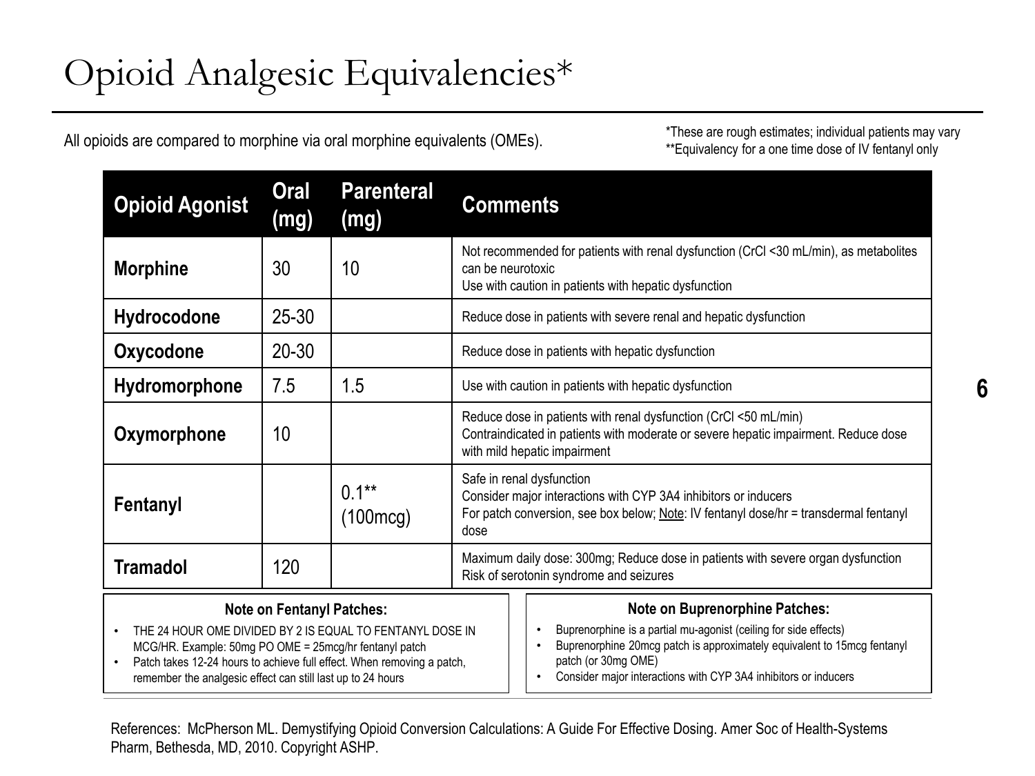# Opioid Analgesic Equivalencies*

All opioids are compared to morphine via oral morphine equivalents (OMEs).

*These are rough estimates; individual patients may vary
**Equivalency for a one time dose of IV fentanyl only

| Opioid Agonist | Oral (mg) | Parenteral (mg) | Comments |
|---|---|---|---|
| **Morphine** | 30 | 10 | Not recommended for patients with renal dysfunction (CrCl <30 mL/min), as metabolites can be neurotoxic<br>Use with caution in patients with hepatic dysfunction |
| **Hydrocodone** | 25-30 | | Reduce dose in patients with severe renal and hepatic dysfunction |
| **Oxycodone** | 20-30 | | Reduce dose in patients with hepatic dysfunction |
| **Hydromorphone** | 7.5 | 1.5 | Use with caution in patients with hepatic dysfunction |
| **Oxymorphone** | 10 | | Reduce dose in patients with renal dysfunction (CrCl <50 mL/min)<br>Contraindicated in patients with moderate or severe hepatic impairment. Reduce dose with mild hepatic impairment |
| **Fentanyl** | | 0.1** (100mcg) | Safe in renal dysfunction<br>Consider major interactions with CYP 3A4 inhibitors or inducers<br>For patch conversion, see box below; Note: IV fentanyl dose/hr = transdermal fentanyl dose |
| **Tramadol** | 120 | | Maximum daily dose: 300mg; Reduce dose in patients with severe organ dysfunction<br>Risk of serotonin syndrome and seizures |

**Note on Fentanyl Patches:**

- THE 24 HOUR OME DIVIDED BY 2 IS EQUAL TO FENTANYL DOSE IN MCG/HR. Example: 50mg PO OME = 25mcg/hr fentanyl patch
- Patch takes 12-24 hours to achieve full effect. When removing a patch, remember the analgesic effect can still last up to 24 hours

**Note on Buprenorphine Patches:**

- Buprenorphine is a partial mu-agonist (ceiling for side effects)
- Buprenorphine 20mcg patch is approximately equivalent to 15mcg fentanyl patch (or 30mg OME)
- Consider major interactions with CYP 3A4 inhibitors or inducers

References: McPherson ML. Demystifying Opioid Conversion Calculations: A Guide For Effective Dosing. Amer Soc of Health-Systems Pharm, Bethesda, MD, 2010. Copyright ASHP.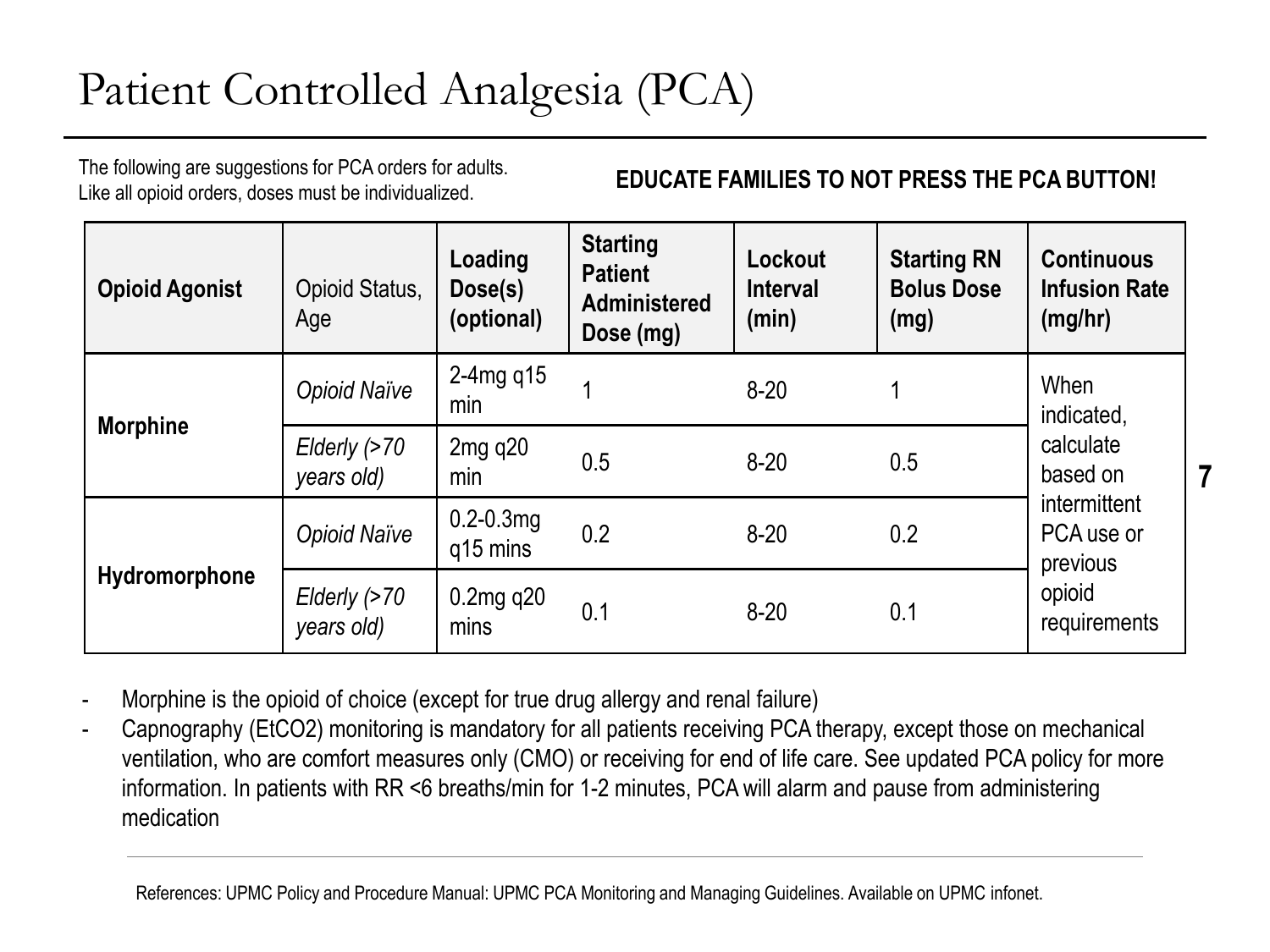# Patient Controlled Analgesia (PCA)

The following are suggestions for PCA orders for adults.
Like all opioid orders, doses must be individualized.

**EDUCATE FAMILIES TO NOT PRESS THE PCA BUTTON!**

| **Opioid Agonist** | Opioid Status, Age | **Loading Dose(s) (optional)** | **Starting Patient Administered Dose (mg)** | **Lockout Interval (min)** | **Starting RN Bolus Dose (mg)** | **Continuous Infusion Rate (mg/hr)** |
|---|---|---|---|---|---|---|
| **Morphine** | *Opioid Naïve* | 2-4mg q15 min | 1 | 8-20 | 1 | When indicated, calculate based on intermittent PCA use or previous opioid requirements |
| | *Elderly (>70 years old)* | 2mg q20 min | 0.5 | 8-20 | 0.5 | |
| **Hydromorphone** | *Opioid Naïve* | 0.2-0.3mg q15 mins | 0.2 | 8-20 | 0.2 | |
| | *Elderly (>70 years old)* | 0.2mg q20 mins | 0.1 | 8-20 | 0.1 | |

- Morphine is the opioid of choice (except for true drug allergy and renal failure)
- Capnography (EtCO2) monitoring is mandatory for all patients receiving PCA therapy, except those on mechanical ventilation, who are comfort measures only (CMO) or receiving for end of life care. See updated PCA policy for more information. In patients with RR <6 breaths/min for 1-2 minutes, PCA will alarm and pause from administering medication

References: UPMC Policy and Procedure Manual: UPMC PCA Monitoring and Managing Guidelines. Available on UPMC infonet.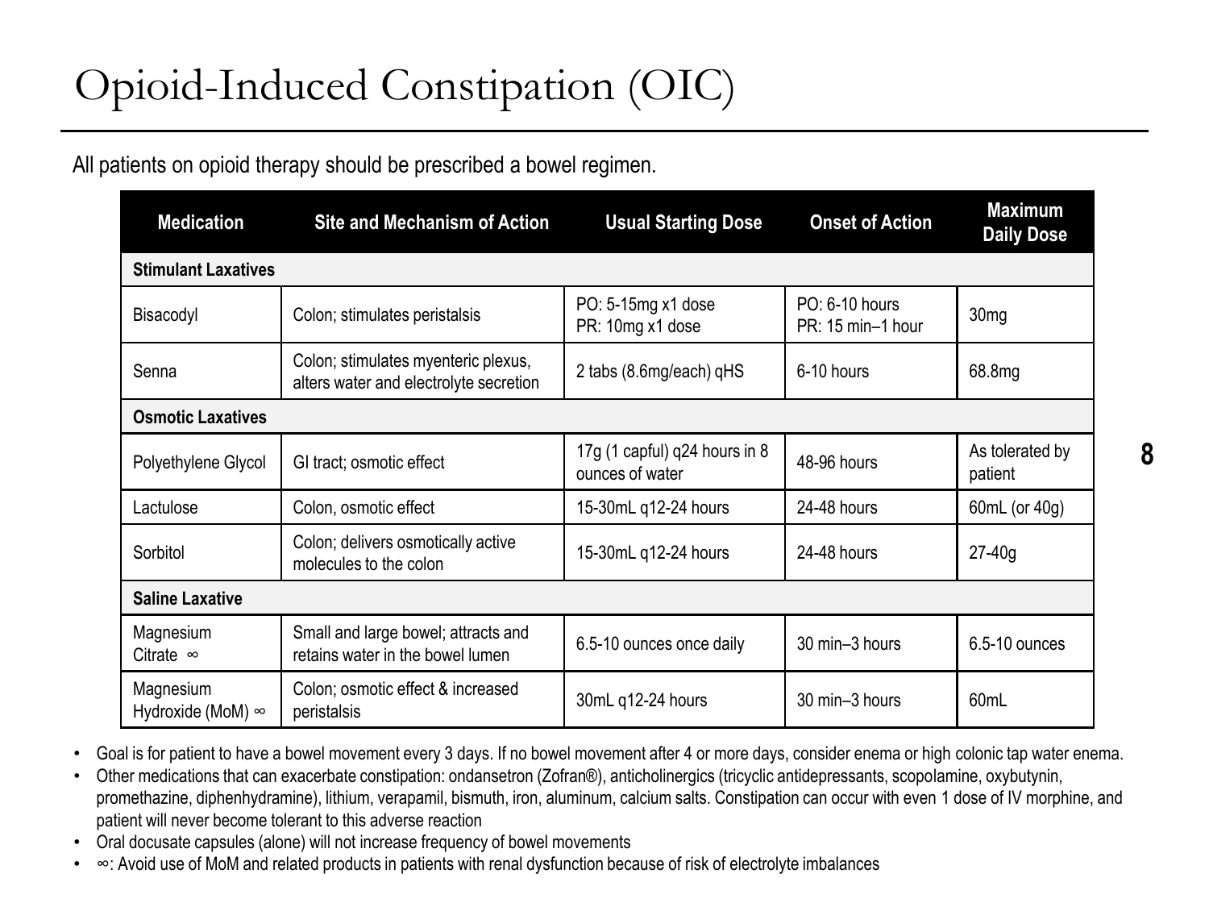# Opioid-Induced Constipation (OIC)

All patients on opioid therapy should be prescribed a bowel regimen.

| Medication | Site and Mechanism of Action | Usual Starting Dose | Onset of Action | Maximum Daily Dose |
|---|---|---|---|---|
| **Stimulant Laxatives** | | | | |
| Bisacodyl | Colon; stimulates peristalsis | PO: 5-15mg x1 dose<br>PR: 10mg x1 dose | PO: 6-10 hours<br>PR: 15 min–1 hour | 30mg |
| Senna | Colon; stimulates myenteric plexus, alters water and electrolyte secretion | 2 tabs (8.6mg/each) qHS | 6-10 hours | 68.8mg |
| **Osmotic Laxatives** | | | | |
| Polyethylene Glycol | GI tract; osmotic effect | 17g (1 capful) q24 hours in 8 ounces of water | 48-96 hours | As tolerated by patient |
| Lactulose | Colon, osmotic effect | 15-30mL q12-24 hours | 24-48 hours | 60mL (or 40g) |
| Sorbitol | Colon; delivers osmotically active molecules to the colon | 15-30mL q12-24 hours | 24-48 hours | 27-40g |
| **Saline Laxative** | | | | |
| Magnesium Citrate ∞ | Small and large bowel; attracts and retains water in the bowel lumen | 6.5-10 ounces once daily | 30 min–3 hours | 6.5-10 ounces |
| Magnesium Hydroxide (MoM) ∞ | Colon; osmotic effect & increased peristalsis | 30mL q12-24 hours | 30 min–3 hours | 60mL |

- Goal is for patient to have a bowel movement every 3 days. If no bowel movement after 4 or more days, consider enema or high colonic tap water enema.
- Other medications that can exacerbate constipation: ondansetron (Zofran®), anticholinergics (tricyclic antidepressants, scopolamine, oxybutynin, promethazine, diphenhydramine), lithium, verapamil, bismuth, iron, aluminum, calcium salts. Constipation can occur with even 1 dose of IV morphine, and patient will never become tolerant to this adverse reaction
- Oral docusate capsules (alone) will not increase frequency of bowel movements
- ∞: Avoid use of MoM and related products in patients with renal dysfunction because of risk of electrolyte imbalances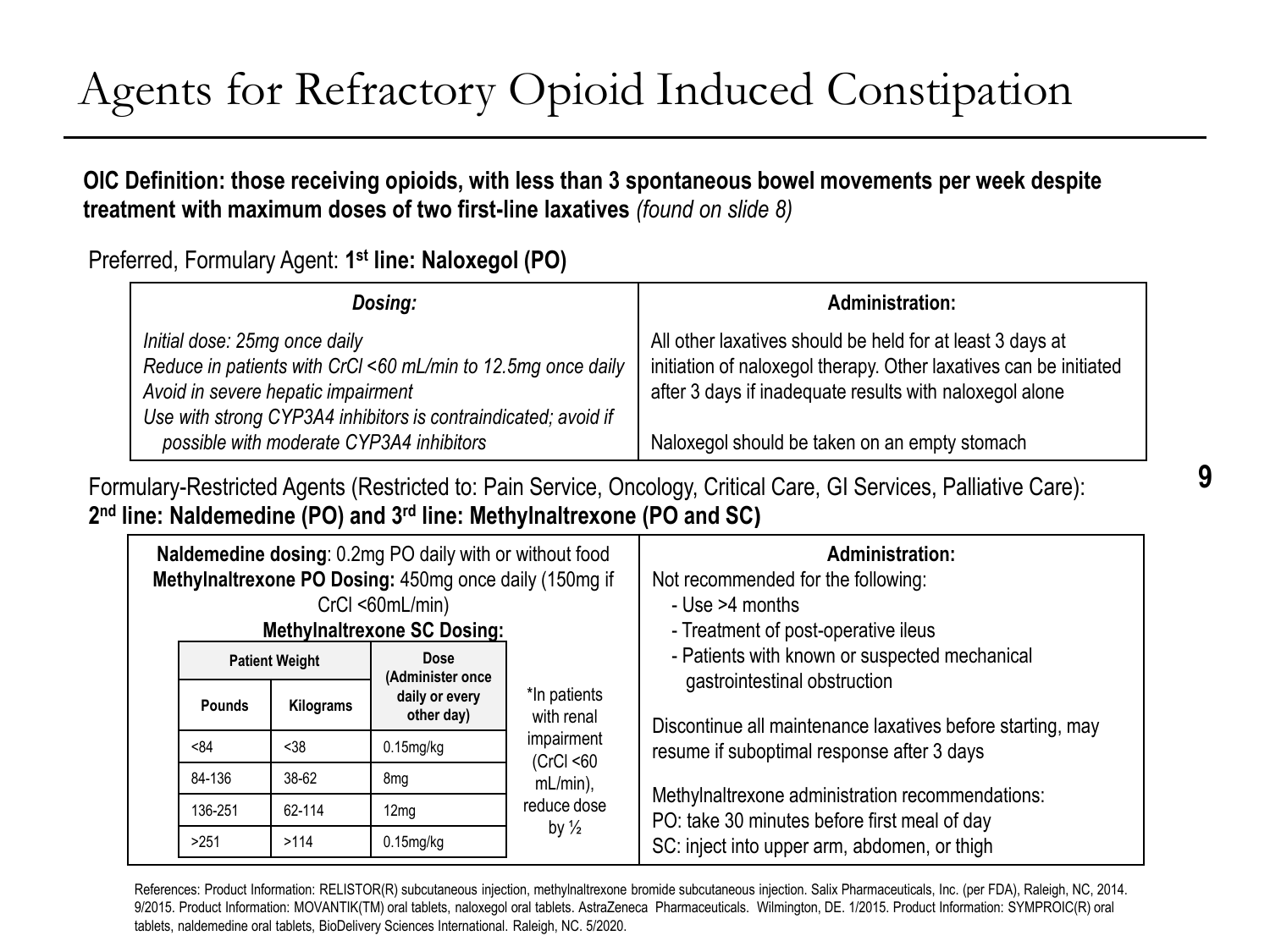# Agents for Refractory Opioid Induced Constipation

**OIC Definition: those receiving opioids, with less than 3 spontaneous bowel movements per week despite treatment with maximum doses of two first-line laxatives** *(found on slide 8)*

Preferred, Formulary Agent: **1st line: Naloxegol (PO)**

| *Dosing:* | **Administration:** |
|---|---|
| *Initial dose: 25mg once daily*<br>*Reduce in patients with CrCl <60 mL/min to 12.5mg once daily*<br>*Avoid in severe hepatic impairment*<br>*Use with strong CYP3A4 inhibitors is contraindicated; avoid if possible with moderate CYP3A4 inhibitors* | All other laxatives should be held for at least 3 days at initiation of naloxegol therapy. Other laxatives can be initiated after 3 days if inadequate results with naloxegol alone<br><br>Naloxegol should be taken on an empty stomach |

Formulary-Restricted Agents (Restricted to: Pain Service, Oncology, Critical Care, GI Services, Palliative Care):
**2nd line: Naldemedine (PO) and 3rd line: Methylnaltrexone (PO and SC)**

**Naldemedine dosing**: 0.2mg PO daily with or without food
**Methylnaltrexone PO Dosing:** 450mg once daily (150mg if CrCl <60mL/min)

**Methylnaltrexone SC Dosing:**

| Patient Weight | | Dose (Administer once daily or every other day) |
|---|---|---|
| Pounds | Kilograms | |
| <84 | <38 | 0.15mg/kg |
| 84-136 | 38-62 | 8mg |
| 136-251 | 62-114 | 12mg |
| >251 | >114 | 0.15mg/kg |

*In patients with renal impairment (CrCl <60 mL/min), reduce dose by ½

**Administration:**

Not recommended for the following:
- Use >4 months
- Treatment of post-operative ileus
- Patients with known or suspected mechanical gastrointestinal obstruction

Discontinue all maintenance laxatives before starting, may resume if suboptimal response after 3 days

Methylnaltrexone administration recommendations:
PO: take 30 minutes before first meal of day
SC: inject into upper arm, abdomen, or thigh

References: Product Information: RELISTOR(R) subcutaneous injection, methylnaltrexone bromide subcutaneous injection. Salix Pharmaceuticals, Inc. (per FDA), Raleigh, NC, 2014. 9/2015. Product Information: MOVANTIK(TM) oral tablets, naloxegol oral tablets. AstraZeneca Pharmaceuticals. Wilmington, DE. 1/2015. Product Information: SYMPROIC(R) oral tablets, naldemedine oral tablets, BioDelivery Sciences International. Raleigh, NC. 5/2020.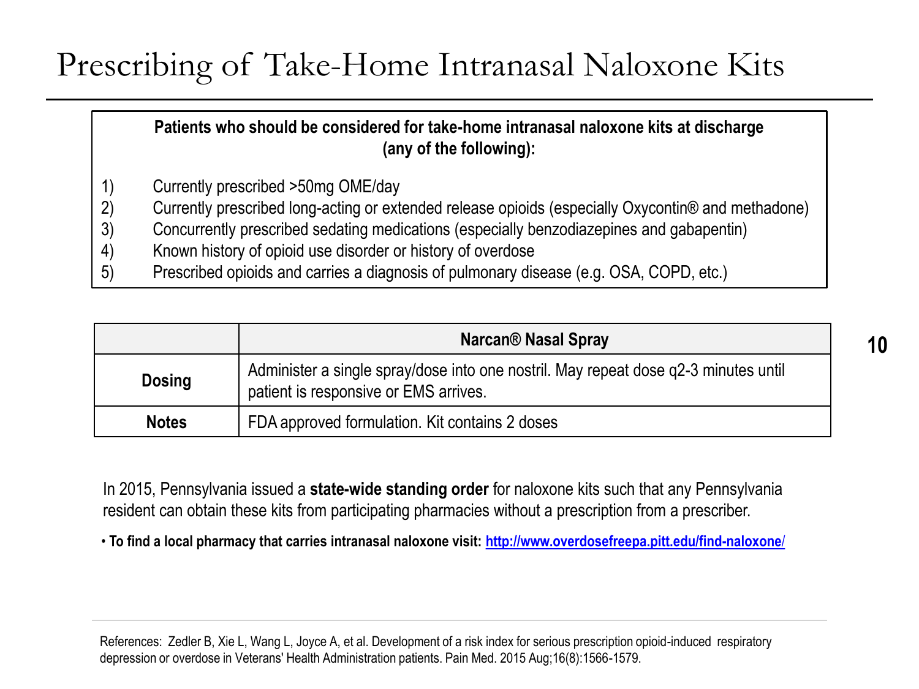# Prescribing of Take-Home Intranasal Naloxone Kits

**Patients who should be considered for take-home intranasal naloxone kits at discharge (any of the following):**

1) Currently prescribed >50mg OME/day
2) Currently prescribed long-acting or extended release opioids (especially Oxycontin® and methadone)
3) Concurrently prescribed sedating medications (especially benzodiazepines and gabapentin)
4) Known history of opioid use disorder or history of overdose
5) Prescribed opioids and carries a diagnosis of pulmonary disease (e.g. OSA, COPD, etc.)

| | Narcan® Nasal Spray |
|---|---|
| **Dosing** | Administer a single spray/dose into one nostril. May repeat dose q2-3 minutes until patient is responsive or EMS arrives. |
| **Notes** | FDA approved formulation. Kit contains 2 doses |

In 2015, Pennsylvania issued a **state-wide standing order** for naloxone kits such that any Pennsylvania resident can obtain these kits from participating pharmacies without a prescription from a prescriber.

- **To find a local pharmacy that carries intranasal naloxone visit: [http://www.overdosefreepa.pitt.edu/find-naloxone/](http://www.overdosefreepa.pitt.edu/find-naloxone/)**

References: Zedler B, Xie L, Wang L, Joyce A, et al. Development of a risk index for serious prescription opioid-induced respiratory depression or overdose in Veterans' Health Administration patients. Pain Med. 2015 Aug;16(8):1566-1579.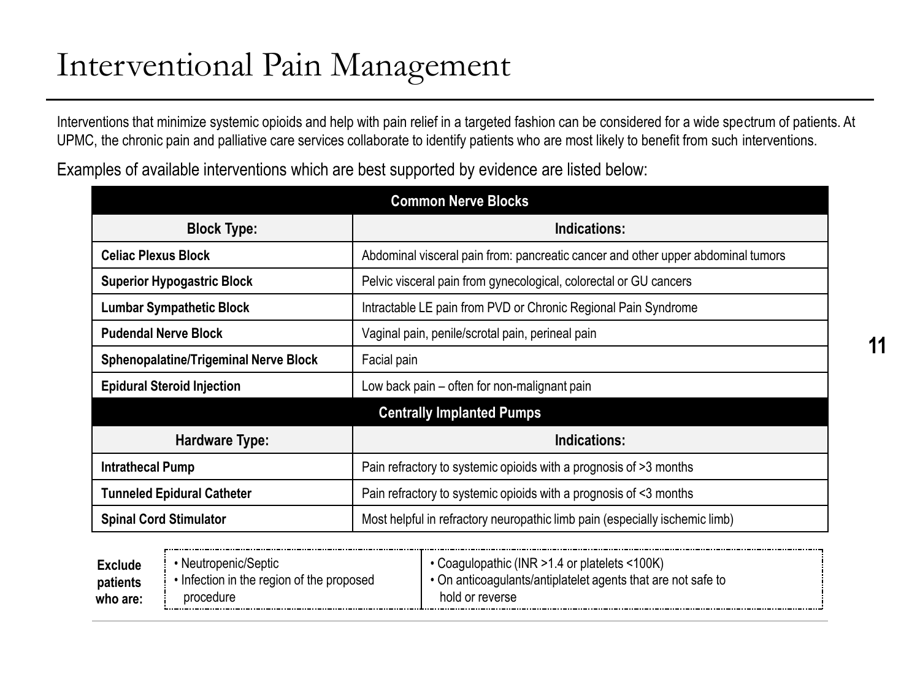# Interventional Pain Management

Interventions that minimize systemic opioids and help with pain relief in a targeted fashion can be considered for a wide spectrum of patients. At UPMC, the chronic pain and palliative care services collaborate to identify patients who are most likely to benefit from such interventions.

Examples of available interventions which are best supported by evidence are listed below:

| **Common Nerve Blocks** | |
|---|---|
| **Block Type:** | **Indications:** |
| **Celiac Plexus Block** | Abdominal visceral pain from: pancreatic cancer and other upper abdominal tumors |
| **Superior Hypogastric Block** | Pelvic visceral pain from gynecological, colorectal or GU cancers |
| **Lumbar Sympathetic Block** | Intractable LE pain from PVD or Chronic Regional Pain Syndrome |
| **Pudendal Nerve Block** | Vaginal pain, penile/scrotal pain, perineal pain |
| **Sphenopalatine/Trigeminal Nerve Block** | Facial pain |
| **Epidural Steroid Injection** | Low back pain – often for non-malignant pain |
| **Centrally Implanted Pumps** | |
| **Hardware Type:** | **Indications:** |
| **Intrathecal Pump** | Pain refractory to systemic opioids with a prognosis of >3 months |
| **Tunneled Epidural Catheter** | Pain refractory to systemic opioids with a prognosis of <3 months |
| **Spinal Cord Stimulator** | Most helpful in refractory neuropathic limb pain (especially ischemic limb) |

**Exclude patients who are:**

- Neutropenic/Septic
- Infection in the region of the proposed procedure
- Coagulopathic (INR >1.4 or platelets <100K)
- On anticoagulants/antiplatelet agents that are not safe to hold or reverse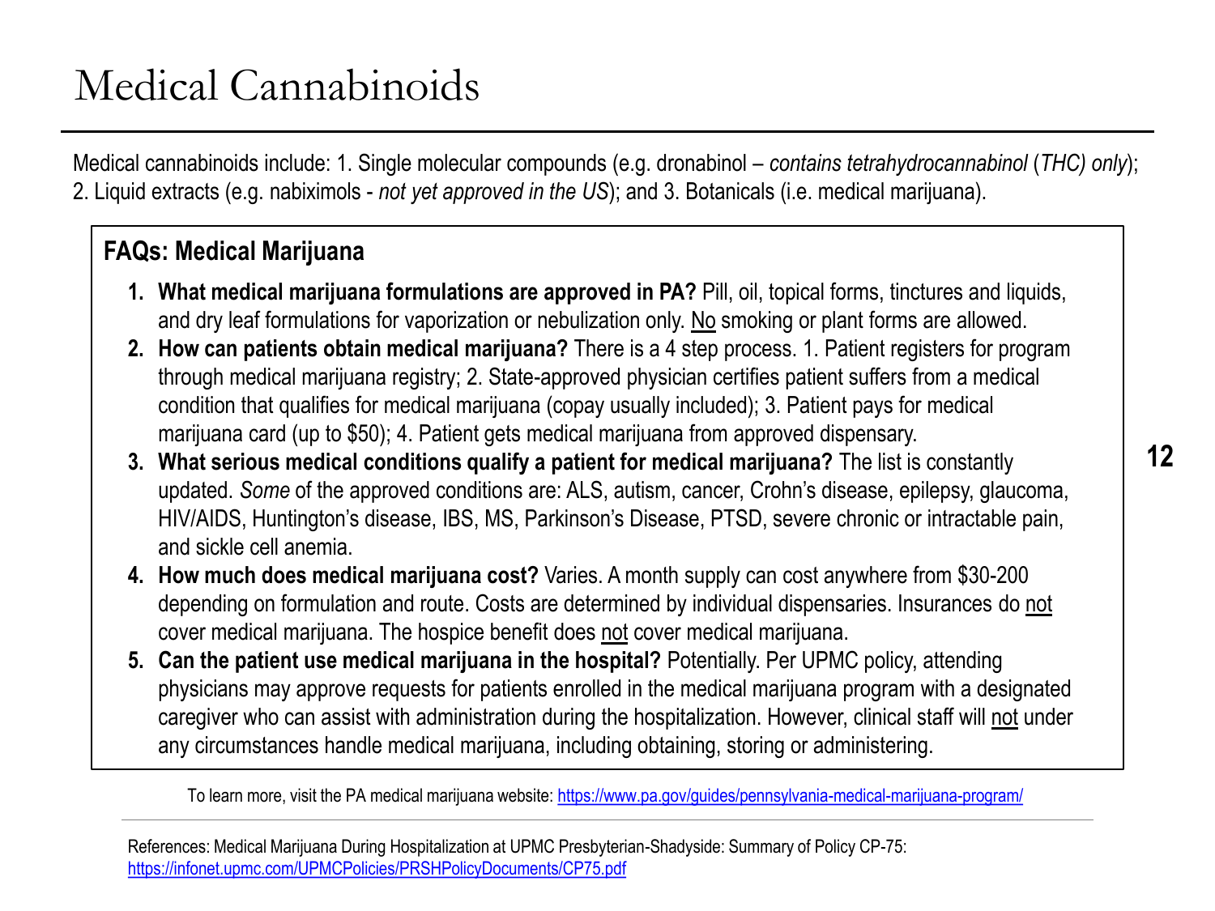# Medical Cannabinoids

Medical cannabinoids include: 1. Single molecular compounds (e.g. dronabinol – *contains tetrahydrocannabinol* (*THC) only*); 2. Liquid extracts (e.g. nabiximols - *not yet approved in the US*); and 3. Botanicals (i.e. medical marijuana).

## FAQs: Medical Marijuana

1. **What medical marijuana formulations are approved in PA?** Pill, oil, topical forms, tinctures and liquids, and dry leaf formulations for vaporization or nebulization only. <u>No</u> smoking or plant forms are allowed.
2. **How can patients obtain medical marijuana?** There is a 4 step process. 1. Patient registers for program through medical marijuana registry; 2. State-approved physician certifies patient suffers from a medical condition that qualifies for medical marijuana (copay usually included); 3. Patient pays for medical marijuana card (up to $50); 4. Patient gets medical marijuana from approved dispensary.
3. **What serious medical conditions qualify a patient for medical marijuana?** The list is constantly updated. *Some* of the approved conditions are: ALS, autism, cancer, Crohn's disease, epilepsy, glaucoma, HIV/AIDS, Huntington's disease, IBS, MS, Parkinson's Disease, PTSD, severe chronic or intractable pain, and sickle cell anemia.
4. **How much does medical marijuana cost?** Varies. A month supply can cost anywhere from $30-200 depending on formulation and route. Costs are determined by individual dispensaries. Insurances do <u>not</u> cover medical marijuana. The hospice benefit does <u>not</u> cover medical marijuana.
5. **Can the patient use medical marijuana in the hospital?** Potentially. Per UPMC policy, attending physicians may approve requests for patients enrolled in the medical marijuana program with a designated caregiver who can assist with administration during the hospitalization. However, clinical staff will <u>not</u> under any circumstances handle medical marijuana, including obtaining, storing or administering.

To learn more, visit the PA medical marijuana website: https://www.pa.gov/guides/pennsylvania-medical-marijuana-program/

References: Medical Marijuana During Hospitalization at UPMC Presbyterian-Shadyside: Summary of Policy CP-75: https://infonet.upmc.com/UPMCPolicies/PRSHPolicyDocuments/CP75.pdf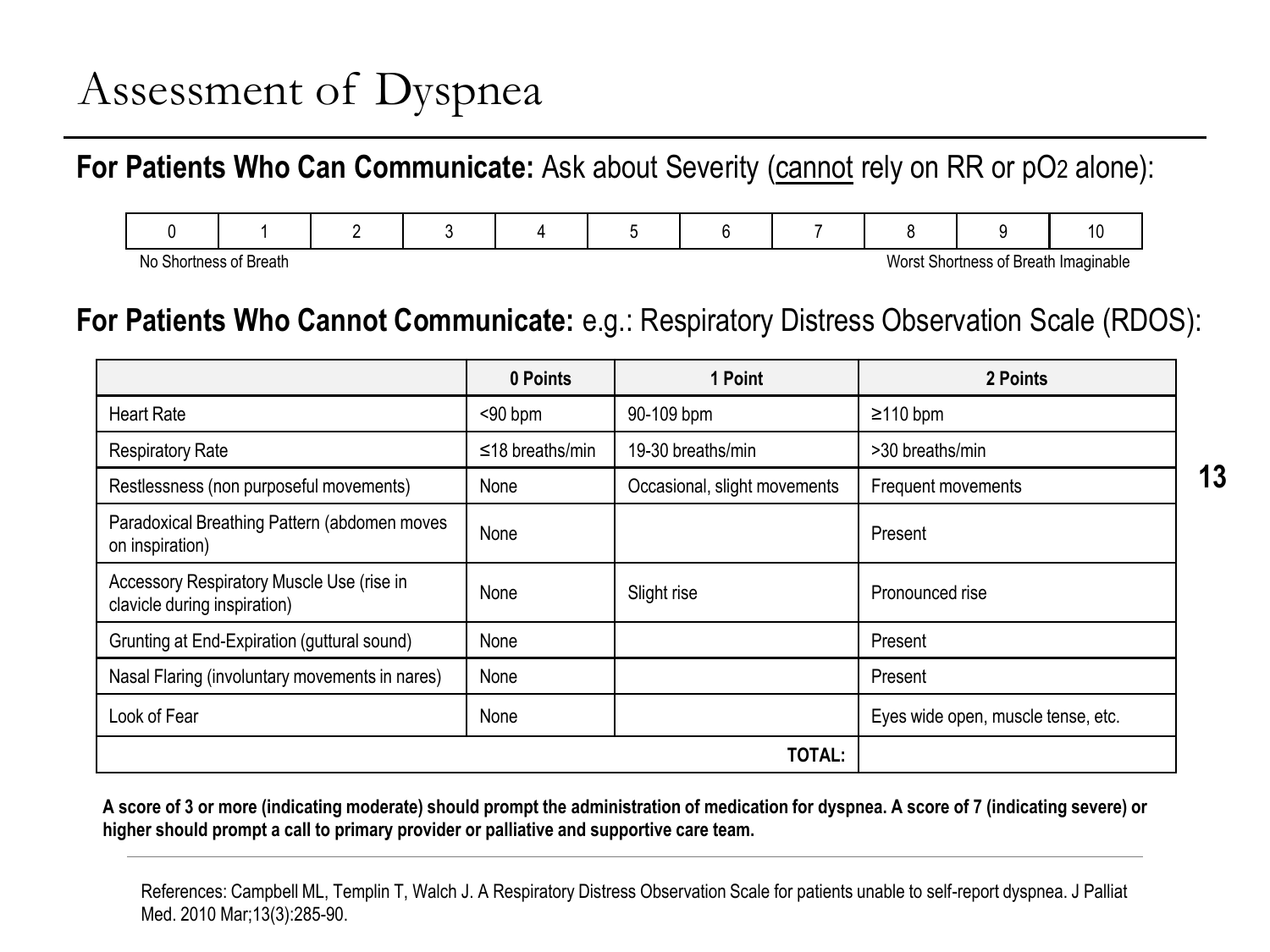# Assessment of Dyspnea

**For Patients Who Can Communicate:** Ask about Severity (<u>cannot</u> rely on RR or $pO_2$ alone):

| 0 | 1 | 2 | 3 | 4 | 5 | 6 | 7 | 8 | 9 | 10 |
|---|---|---|---|---|---|---|---|---|---|---|

No Shortness of Breath — Worst Shortness of Breath Imaginable

**For Patients Who Cannot Communicate:** e.g.: Respiratory Distress Observation Scale (RDOS):

| | 0 Points | 1 Point | 2 Points |
|---|---|---|---|
| Heart Rate | <90 bpm | 90-109 bpm | ≥110 bpm |
| Respiratory Rate | ≤18 breaths/min | 19-30 breaths/min | >30 breaths/min |
| Restlessness (non purposeful movements) | None | Occasional, slight movements | Frequent movements |
| Paradoxical Breathing Pattern (abdomen moves on inspiration) | None | | Present |
| Accessory Respiratory Muscle Use (rise in clavicle during inspiration) | None | Slight rise | Pronounced rise |
| Grunting at End-Expiration (guttural sound) | None | | Present |
| Nasal Flaring (involuntary movements in nares) | None | | Present |
| Look of Fear | None | | Eyes wide open, muscle tense, etc. |
| | | **TOTAL:** | |

**A score of 3 or more (indicating moderate) should prompt the administration of medication for dyspnea. A score of 7 (indicating severe) or higher should prompt a call to primary provider or palliative and supportive care team.**

References: Campbell ML, Templin T, Walch J. A Respiratory Distress Observation Scale for patients unable to self-report dyspnea. J Palliat Med. 2010 Mar;13(3):285-90.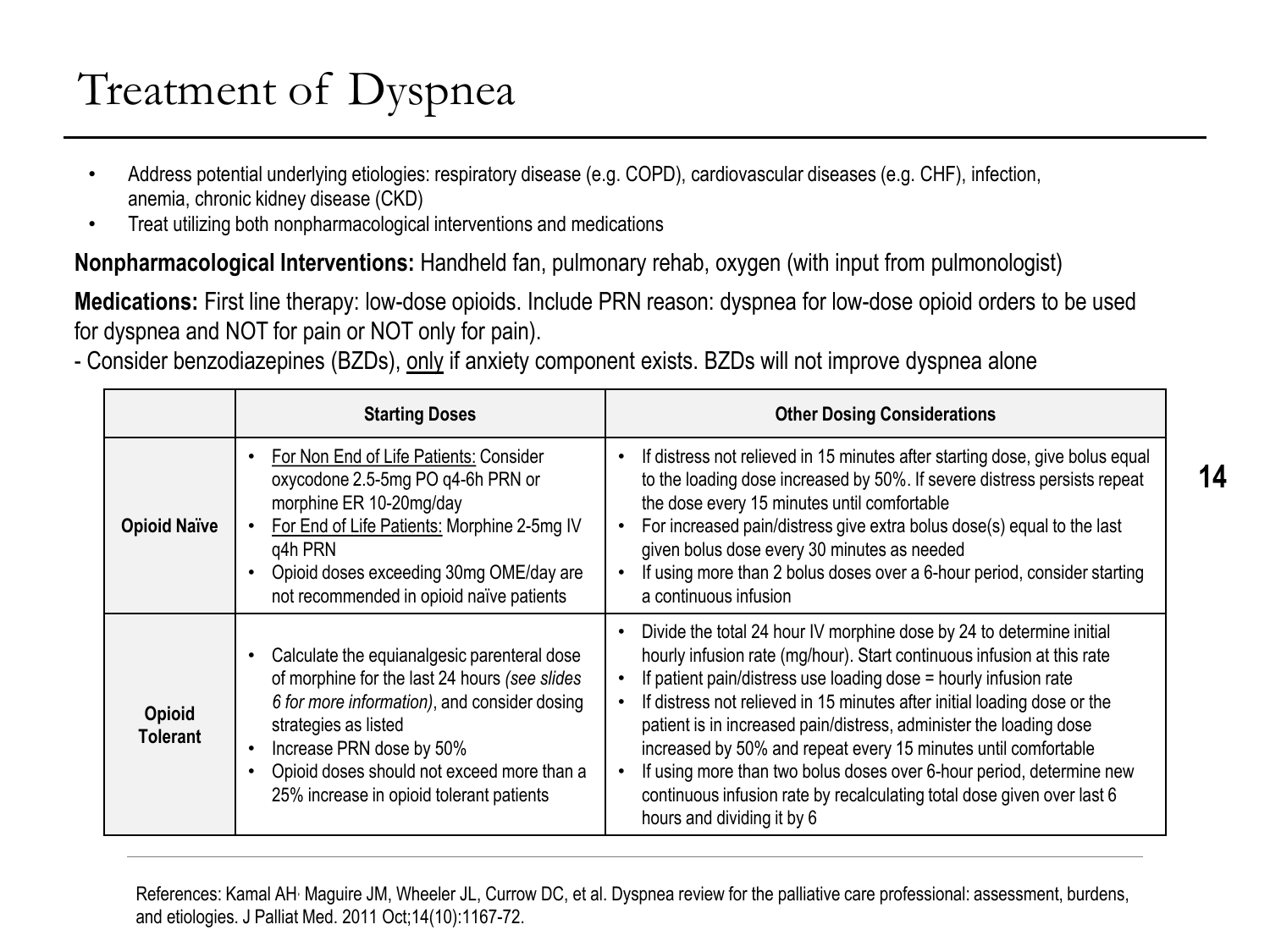# Treatment of Dyspnea

- Address potential underlying etiologies: respiratory disease (e.g. COPD), cardiovascular diseases (e.g. CHF), infection, anemia, chronic kidney disease (CKD)
- Treat utilizing both nonpharmacological interventions and medications

**Nonpharmacological Interventions:** Handheld fan, pulmonary rehab, oxygen (with input from pulmonologist)

**Medications:** First line therapy: low-dose opioids. Include PRN reason: dyspnea for low-dose opioid orders to be used for dyspnea and NOT for pain or NOT only for pain).

- Consider benzodiazepines (BZDs), only if anxiety component exists. BZDs will not improve dyspnea alone

| | Starting Doses | Other Dosing Considerations |
|---|---|---|
| **Opioid Naïve** | • For Non End of Life Patients: Consider oxycodone 2.5-5mg PO q4-6h PRN or morphine ER 10-20mg/day<br>• For End of Life Patients: Morphine 2-5mg IV q4h PRN<br>• Opioid doses exceeding 30mg OME/day are not recommended in opioid naïve patients | • If distress not relieved in 15 minutes after starting dose, give bolus equal to the loading dose increased by 50%. If severe distress persists repeat the dose every 15 minutes until comfortable<br>• For increased pain/distress give extra bolus dose(s) equal to the last given bolus dose every 30 minutes as needed<br>• If using more than 2 bolus doses over a 6-hour period, consider starting a continuous infusion |
| **Opioid Tolerant** | • Calculate the equianalgesic parenteral dose of morphine for the last 24 hours *(see slides 6 for more information)*, and consider dosing strategies as listed<br>• Increase PRN dose by 50%<br>• Opioid doses should not exceed more than a 25% increase in opioid tolerant patients | • Divide the total 24 hour IV morphine dose by 24 to determine initial hourly infusion rate (mg/hour). Start continuous infusion at this rate<br>• If patient pain/distress use loading dose = hourly infusion rate<br>• If distress not relieved in 15 minutes after initial loading dose or the patient is in increased pain/distress, administer the loading dose increased by 50% and repeat every 15 minutes until comfortable<br>• If using more than two bolus doses over 6-hour period, determine new continuous infusion rate by recalculating total dose given over last 6 hours and dividing it by 6 |

References: Kamal AH, Maguire JM, Wheeler JL, Currow DC, et al. Dyspnea review for the palliative care professional: assessment, burdens, and etiologies. J Palliat Med. 2011 Oct;14(10):1167-72.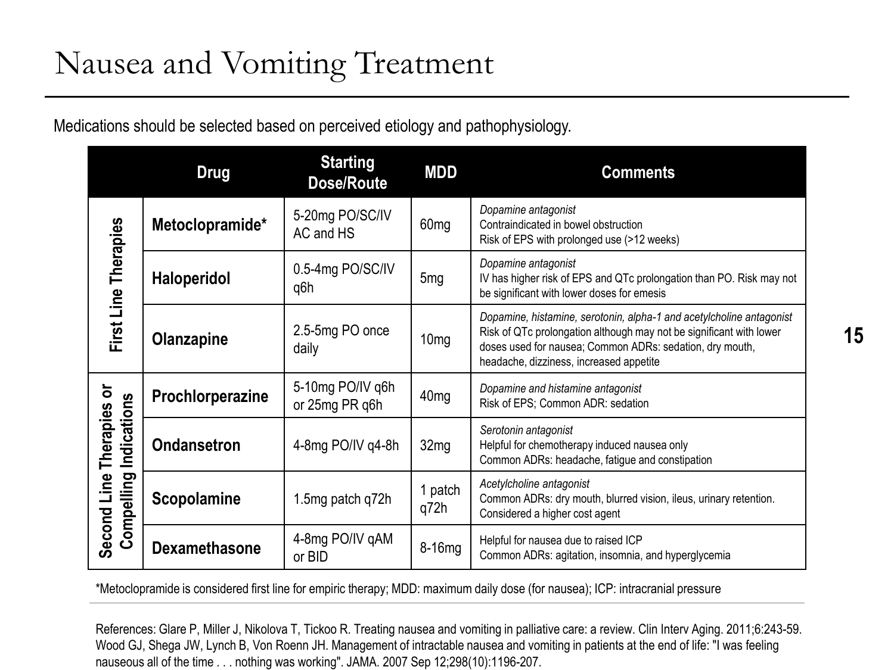# Nausea and Vomiting Treatment

Medications should be selected based on perceived etiology and pathophysiology.

| | Drug | Starting Dose/Route | MDD | Comments |
|---|---|---|---|---|
| First Line Therapies | **Metoclopramide*** | 5-20mg PO/SC/IV AC and HS | 60mg | *Dopamine antagonist*<br>Contraindicated in bowel obstruction<br>Risk of EPS with prolonged use (>12 weeks) |
| | **Haloperidol** | 0.5-4mg PO/SC/IV q6h | 5mg | *Dopamine antagonist*<br>IV has higher risk of EPS and QTc prolongation than PO. Risk may not be significant with lower doses for emesis |
| | **Olanzapine** | 2.5-5mg PO once daily | 10mg | *Dopamine, histamine, serotonin, alpha-1 and acetylcholine antagonist*<br>Risk of QTc prolongation although may not be significant with lower doses used for nausea; Common ADRs: sedation, dry mouth, headache, dizziness, increased appetite |
| Second Line Therapies or Compelling Indications | **Prochlorperazine** | 5-10mg PO/IV q6h or 25mg PR q6h | 40mg | *Dopamine and histamine antagonist*<br>Risk of EPS; Common ADR: sedation |
| | **Ondansetron** | 4-8mg PO/IV q4-8h | 32mg | *Serotonin antagonist*<br>Helpful for chemotherapy induced nausea only<br>Common ADRs: headache, fatigue and constipation |
| | **Scopolamine** | 1.5mg patch q72h | 1 patch q72h | *Acetylcholine antagonist*<br>Common ADRs: dry mouth, blurred vision, ileus, urinary retention. Considered a higher cost agent |
| | **Dexamethasone** | 4-8mg PO/IV qAM or BID | 8-16mg | Helpful for nausea due to raised ICP<br>Common ADRs: agitation, insomnia, and hyperglycemia |

*Metoclopramide is considered first line for empiric therapy; MDD: maximum daily dose (for nausea); ICP: intracranial pressure

References: Glare P, Miller J, Nikolova T, Tickoo R. Treating nausea and vomiting in palliative care: a review. Clin Interv Aging. 2011;6:243-59. Wood GJ, Shega JW, Lynch B, Von Roenn JH. Management of intractable nausea and vomiting in patients at the end of life: "I was feeling nauseous all of the time . . . nothing was working". JAMA. 2007 Sep 12;298(10):1196-207.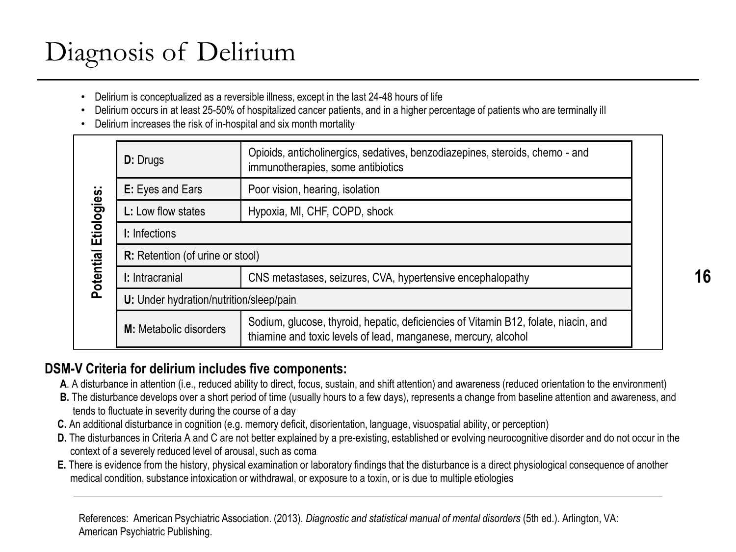# Diagnosis of Delirium

- Delirium is conceptualized as a reversible illness, except in the last 24-48 hours of life
- Delirium occurs in at least 25-50% of hospitalized cancer patients, and in a higher percentage of patients who are terminally ill
- Delirium increases the risk of in-hospital and six month mortality

**Potential Etiologies:**

| | |
|---|---|
| **D:** Drugs | Opioids, anticholinergics, sedatives, benzodiazepines, steroids, chemo - and immunotherapies, some antibiotics |
| **E:** Eyes and Ears | Poor vision, hearing, isolation |
| **L:** Low flow states | Hypoxia, MI, CHF, COPD, shock |
| **I:** Infections | |
| **R:** Retention (of urine or stool) | |
| **I:** Intracranial | CNS metastases, seizures, CVA, hypertensive encephalopathy |
| **U:** Under hydration/nutrition/sleep/pain | |
| **M:** Metabolic disorders | Sodium, glucose, thyroid, hepatic, deficiencies of Vitamin B12, folate, niacin, and thiamine and toxic levels of lead, manganese, mercury, alcohol |

**DSM-V Criteria for delirium includes five components:**

**A**. A disturbance in attention (i.e., reduced ability to direct, focus, sustain, and shift attention) and awareness (reduced orientation to the environment)

**B.** The disturbance develops over a short period of time (usually hours to a few days), represents a change from baseline attention and awareness, and tends to fluctuate in severity during the course of a day

**C.** An additional disturbance in cognition (e.g. memory deficit, disorientation, language, visuospatial ability, or perception)

**D.** The disturbances in Criteria A and C are not better explained by a pre-existing, established or evolving neurocognitive disorder and do not occur in the context of a severely reduced level of arousal, such as coma

**E.** There is evidence from the history, physical examination or laboratory findings that the disturbance is a direct physiological consequence of another medical condition, substance intoxication or withdrawal, or exposure to a toxin, or is due to multiple etiologies

References: American Psychiatric Association. (2013). *Diagnostic and statistical manual of mental disorders* (5th ed.). Arlington, VA: American Psychiatric Publishing.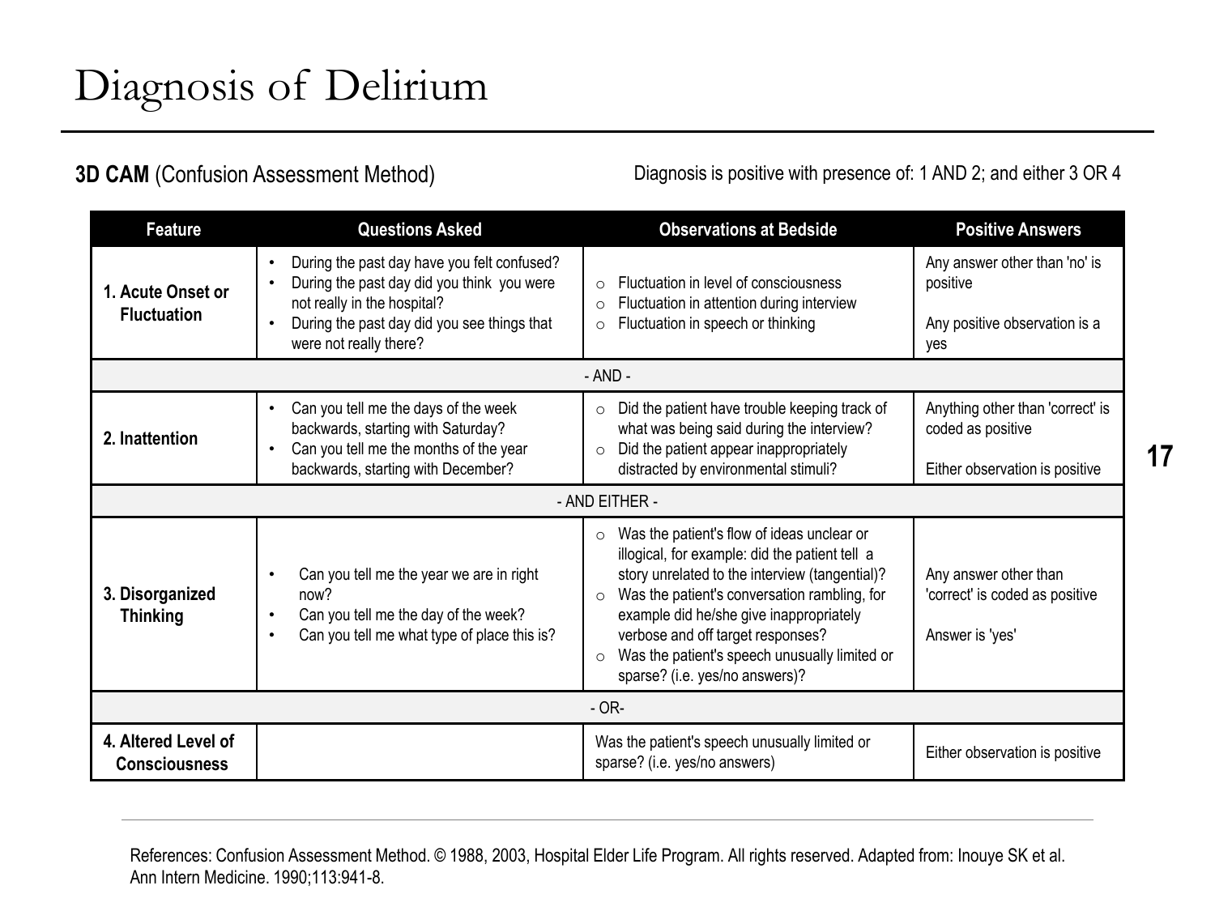# Diagnosis of Delirium

**3D CAM** (Confusion Assessment Method)

Diagnosis is positive with presence of: 1 AND 2; and either 3 OR 4

| Feature | Questions Asked | Observations at Bedside | Positive Answers |
|---|---|---|---|
| **1. Acute Onset or Fluctuation** | • During the past day have you felt confused?<br>• During the past day did you think you were not really in the hospital?<br>• During the past day did you see things that were not really there? | ○ Fluctuation in level of consciousness<br>○ Fluctuation in attention during interview<br>○ Fluctuation in speech or thinking | Any answer other than 'no' is positive<br><br>Any positive observation is a yes |
| - AND - | | | |
| **2. Inattention** | • Can you tell me the days of the week backwards, starting with Saturday?<br>• Can you tell me the months of the year backwards, starting with December? | ○ Did the patient have trouble keeping track of what was being said during the interview?<br>○ Did the patient appear inappropriately distracted by environmental stimuli? | Anything other than 'correct' is coded as positive<br><br>Either observation is positive |
| - AND EITHER - | | | |
| **3. Disorganized Thinking** | • Can you tell me the year we are in right now?<br>• Can you tell me the day of the week?<br>• Can you tell me what type of place this is? | ○ Was the patient's flow of ideas unclear or illogical, for example: did the patient tell a story unrelated to the interview (tangential)?<br>○ Was the patient's conversation rambling, for example did he/she give inappropriately verbose and off target responses?<br>○ Was the patient's speech unusually limited or sparse? (i.e. yes/no answers)? | Any answer other than 'correct' is coded as positive<br><br>Answer is 'yes' |
| - OR- | | | |
| **4. Altered Level of Consciousness** | | Was the patient's speech unusually limited or sparse? (i.e. yes/no answers) | Either observation is positive |

References: Confusion Assessment Method. © 1988, 2003, Hospital Elder Life Program. All rights reserved. Adapted from: Inouye SK et al. Ann Intern Medicine. 1990;113:941-8.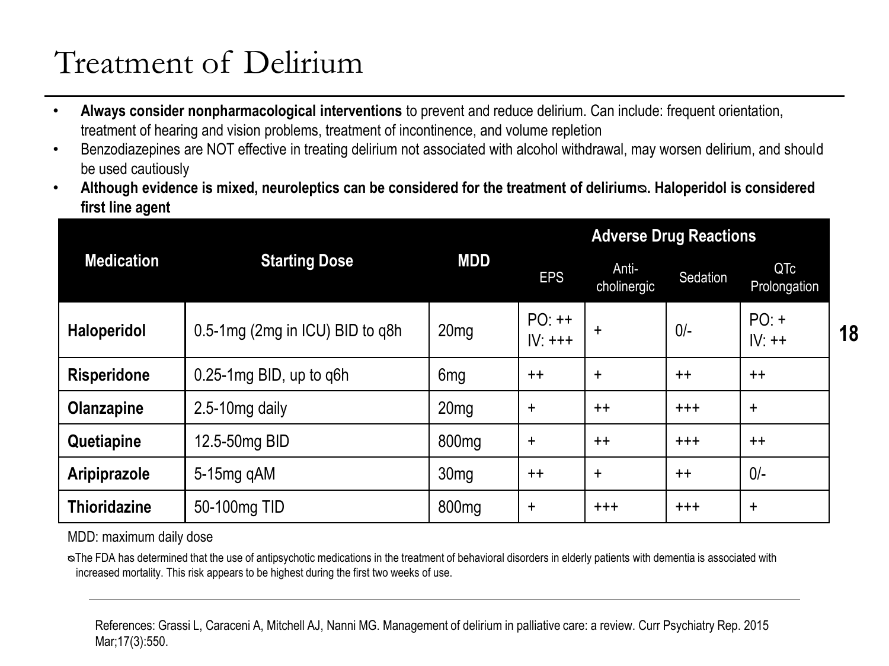# Treatment of Delirium

- **Always consider nonpharmacological interventions** to prevent and reduce delirium. Can include: frequent orientation, treatment of hearing and vision problems, treatment of incontinence, and volume repletion
- Benzodiazepines are NOT effective in treating delirium not associated with alcohol withdrawal, may worsen delirium, and should be used cautiously
- **Although evidence is mixed, neuroleptics can be considered for the treatment of delirium⍉. Haloperidol is considered first line agent**

| Medication | Starting Dose | MDD | Adverse Drug Reactions | | | |
|---|---|---|---|---|---|---|
| | | | EPS | Anti-cholinergic | Sedation | QTc Prolongation |
| **Haloperidol** | 0.5-1mg (2mg in ICU) BID to q8h | 20mg | PO: ++ IV: +++ | + | 0/- | PO: + IV: ++ |
| **Risperidone** | 0.25-1mg BID, up to q6h | 6mg | ++ | + | ++ | ++ |
| **Olanzapine** | 2.5-10mg daily | 20mg | + | ++ | +++ | + |
| **Quetiapine** | 12.5-50mg BID | 800mg | + | ++ | +++ | ++ |
| **Aripiprazole** | 5-15mg qAM | 30mg | ++ | + | ++ | 0/- |
| **Thioridazine** | 50-100mg TID | 800mg | + | +++ | +++ | + |

MDD: maximum daily dose

⍉The FDA has determined that the use of antipsychotic medications in the treatment of behavioral disorders in elderly patients with dementia is associated with increased mortality. This risk appears to be highest during the first two weeks of use.

References: Grassi L, Caraceni A, Mitchell AJ, Nanni MG. Management of delirium in palliative care: a review. Curr Psychiatry Rep. 2015 Mar;17(3):550.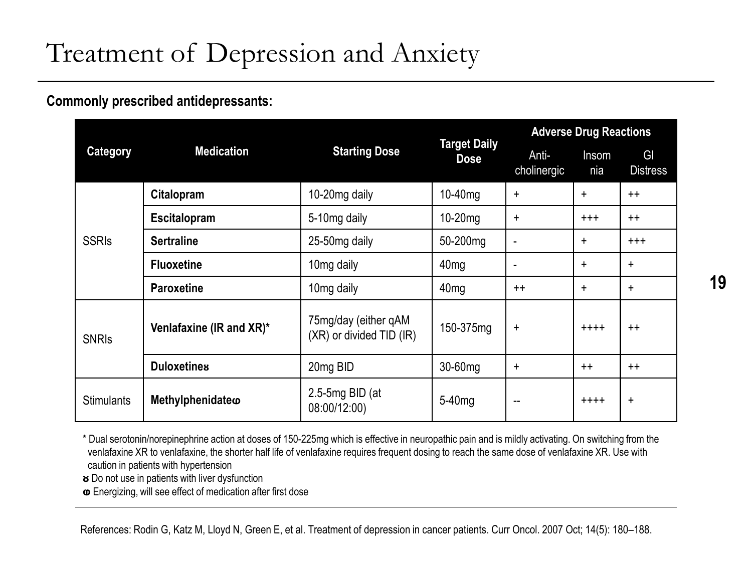# Treatment of Depression and Anxiety

**Commonly prescribed antidepressants:**

| Category | Medication | Starting Dose | Target Daily Dose | Adverse Drug Reactions | | |
|---|---|---|---|---|---|---|
| | | | | Anti-cholinergic | Insomnia | GI Distress |
| SSRIs | **Citalopram** | 10-20mg daily | 10-40mg | + | + | ++ |
| | **Escitalopram** | 5-10mg daily | 10-20mg | + | +++ | ++ |
| | **Sertraline** | 25-50mg daily | 50-200mg | - | + | +++ |
| | **Fluoxetine** | 10mg daily | 40mg | - | + | + |
| | **Paroxetine** | 10mg daily | 40mg | ++ | + | + |
| SNRIs | **Venlafaxine (IR and XR)*** | 75mg/day (either qAM (XR) or divided TID (IR) | 150-375mg | + | ++++ | ++ |
| | **Duloxetineȣ** | 20mg BID | 30-60mg | + | ++ | ++ |
| Stimulants | **Methylphenidateɷ** | 2.5-5mg BID (at 08:00/12:00) | 5-40mg | -- | ++++ | + |

\* Dual serotonin/norepinephrine action at doses of 150-225mg which is effective in neuropathic pain and is mildly activating. On switching from the venlafaxine XR to venlafaxine, the shorter half life of venlafaxine requires frequent dosing to reach the same dose of venlafaxine XR. Use with caution in patients with hypertension

ȣ Do not use in patients with liver dysfunction

ɷ Energizing, will see effect of medication after first dose

References: Rodin G, Katz M, Lloyd N, Green E, et al. Treatment of depression in cancer patients. Curr Oncol. 2007 Oct; 14(5): 180–188.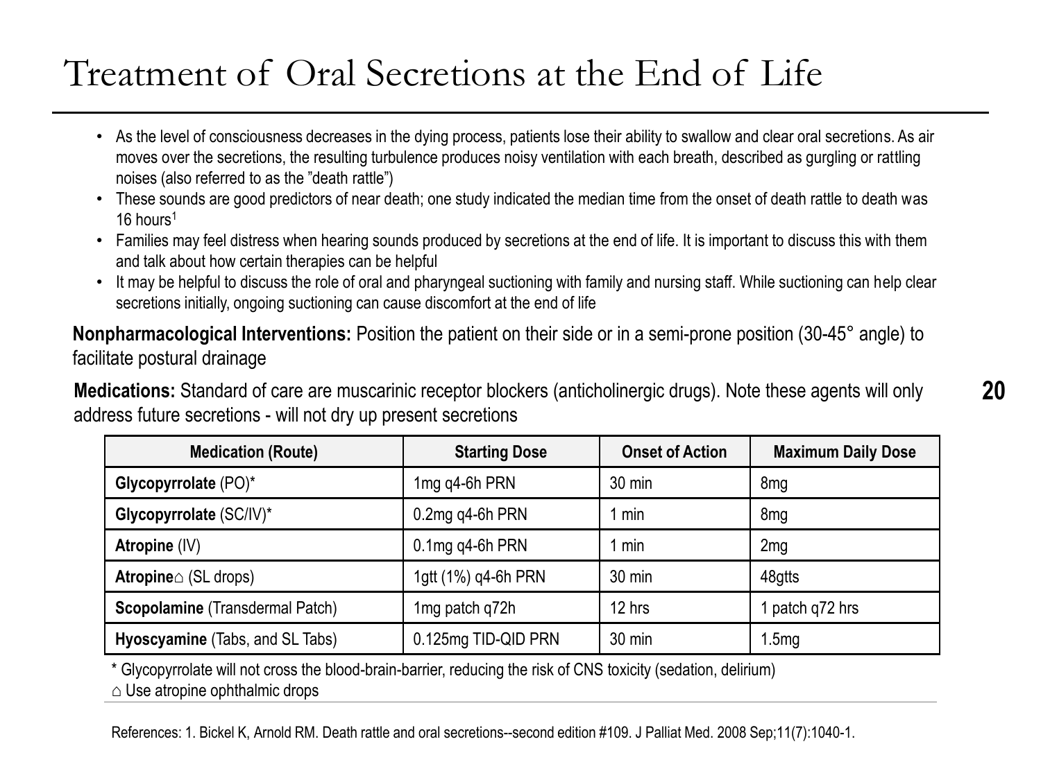# Treatment of Oral Secretions at the End of Life

- As the level of consciousness decreases in the dying process, patients lose their ability to swallow and clear oral secretions. As air moves over the secretions, the resulting turbulence produces noisy ventilation with each breath, described as gurgling or rattling noises (also referred to as the "death rattle")
- These sounds are good predictors of near death; one study indicated the median time from the onset of death rattle to death was 16 hours[1]
- Families may feel distress when hearing sounds produced by secretions at the end of life. It is important to discuss this with them and talk about how certain therapies can be helpful
- It may be helpful to discuss the role of oral and pharyngeal suctioning with family and nursing staff. While suctioning can help clear secretions initially, ongoing suctioning can cause discomfort at the end of life

**Nonpharmacological Interventions:** Position the patient on their side or in a semi-prone position (30-45° angle) to facilitate postural drainage

**Medications:** Standard of care are muscarinic receptor blockers (anticholinergic drugs). Note these agents will only address future secretions - will not dry up present secretions

| Medication (Route) | Starting Dose | Onset of Action | Maximum Daily Dose |
|---|---|---|---|
| **Glycopyrrolate** (PO)* | 1mg q4-6h PRN | 30 min | 8mg |
| **Glycopyrrolate** (SC/IV)* | 0.2mg q4-6h PRN | 1 min | 8mg |
| **Atropine** (IV) | 0.1mg q4-6h PRN | 1 min | 2mg |
| **Atropine**⌂ (SL drops) | 1gtt (1%) q4-6h PRN | 30 min | 48gtts |
| **Scopolamine** (Transdermal Patch) | 1mg patch q72h | 12 hrs | 1 patch q72 hrs |
| **Hyoscyamine** (Tabs, and SL Tabs) | 0.125mg TID-QID PRN | 30 min | 1.5mg |

\* Glycopyrrolate will not cross the blood-brain-barrier, reducing the risk of CNS toxicity (sedation, delirium)

⌂ Use atropine ophthalmic drops

References: 1. Bickel K, Arnold RM. Death rattle and oral secretions--second edition #109. J Palliat Med. 2008 Sep;11(7):1040-1.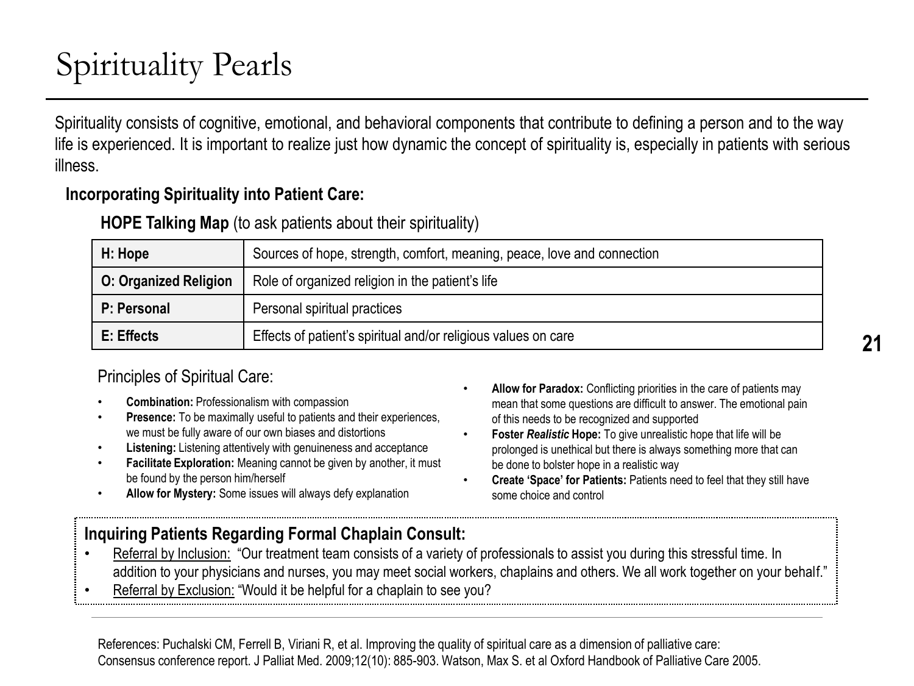# Spirituality Pearls

Spirituality consists of cognitive, emotional, and behavioral components that contribute to defining a person and to the way life is experienced. It is important to realize just how dynamic the concept of spirituality is, especially in patients with serious illness.

**Incorporating Spirituality into Patient Care:**

**HOPE Talking Map** (to ask patients about their spirituality)

| | |
|---|---|
| **H: Hope** | Sources of hope, strength, comfort, meaning, peace, love and connection |
| **O: Organized Religion** | Role of organized religion in the patient's life |
| **P: Personal** | Personal spiritual practices |
| **E: Effects** | Effects of patient's spiritual and/or religious values on care |

Principles of Spiritual Care:

- **Combination:** Professionalism with compassion
- **Presence:** To be maximally useful to patients and their experiences, we must be fully aware of our own biases and distortions
- **Listening:** Listening attentively with genuineness and acceptance
- **Facilitate Exploration:** Meaning cannot be given by another, it must be found by the person him/herself
- **Allow for Mystery:** Some issues will always defy explanation
- **Allow for Paradox:** Conflicting priorities in the care of patients may mean that some questions are difficult to answer. The emotional pain of this needs to be recognized and supported
- **Foster *Realistic* Hope:** To give unrealistic hope that life will be prolonged is unethical but there is always something more that can be done to bolster hope in a realistic way
- **Create 'Space' for Patients:** Patients need to feel that they still have some choice and control

**Inquiring Patients Regarding Formal Chaplain Consult:**

- <u>Referral by Inclusion:</u> "Our treatment team consists of a variety of professionals to assist you during this stressful time. In addition to your physicians and nurses, you may meet social workers, chaplains and others. We all work together on your behalf."
- <u>Referral by Exclusion:</u> "Would it be helpful for a chaplain to see you?

References: Puchalski CM, Ferrell B, Viriani R, et al. Improving the quality of spiritual care as a dimension of palliative care: Consensus conference report. J Palliat Med. 2009;12(10): 885-903. Watson, Max S. et al Oxford Handbook of Palliative Care 2005.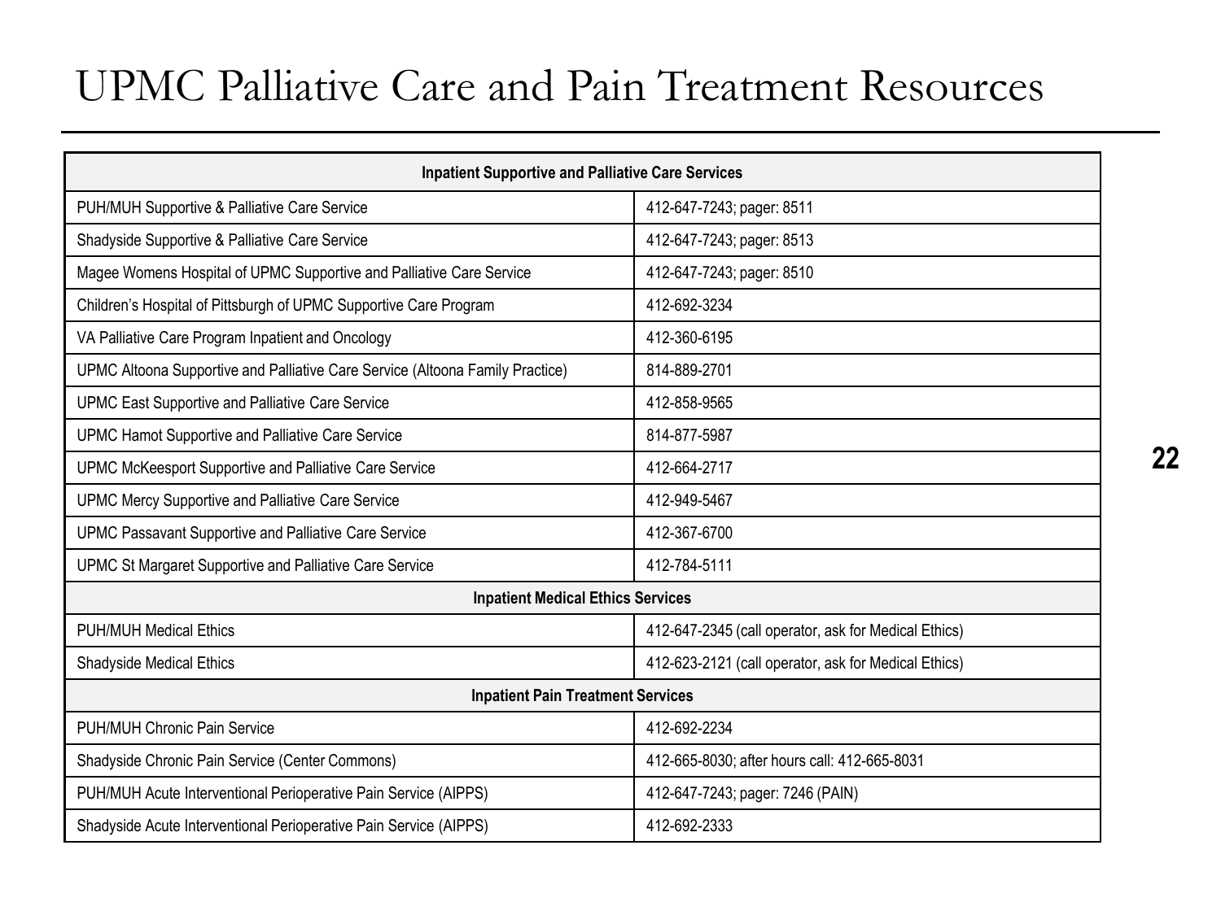# UPMC Palliative Care and Pain Treatment Resources

| Inpatient Supportive and Palliative Care Services | |
|---|---|
| PUH/MUH Supportive & Palliative Care Service | 412-647-7243; pager: 8511 |
| Shadyside Supportive & Palliative Care Service | 412-647-7243; pager: 8513 |
| Magee Womens Hospital of UPMC Supportive and Palliative Care Service | 412-647-7243; pager: 8510 |
| Children's Hospital of Pittsburgh of UPMC Supportive Care Program | 412-692-3234 |
| VA Palliative Care Program Inpatient and Oncology | 412-360-6195 |
| UPMC Altoona Supportive and Palliative Care Service (Altoona Family Practice) | 814-889-2701 |
| UPMC East Supportive and Palliative Care Service | 412-858-9565 |
| UPMC Hamot Supportive and Palliative Care Service | 814-877-5987 |
| UPMC McKeesport Supportive and Palliative Care Service | 412-664-2717 |
| UPMC Mercy Supportive and Palliative Care Service | 412-949-5467 |
| UPMC Passavant Supportive and Palliative Care Service | 412-367-6700 |
| UPMC St Margaret Supportive and Palliative Care Service | 412-784-5111 |
| **Inpatient Medical Ethics Services** | |
| PUH/MUH Medical Ethics | 412-647-2345 (call operator, ask for Medical Ethics) |
| Shadyside Medical Ethics | 412-623-2121 (call operator, ask for Medical Ethics) |
| **Inpatient Pain Treatment Services** | |
| PUH/MUH Chronic Pain Service | 412-692-2234 |
| Shadyside Chronic Pain Service (Center Commons) | 412-665-8030; after hours call: 412-665-8031 |
| PUH/MUH Acute Interventional Perioperative Pain Service (AIPPS) | 412-647-7243; pager: 7246 (PAIN) |
| Shadyside Acute Interventional Perioperative Pain Service (AIPPS) | 412-692-2333 |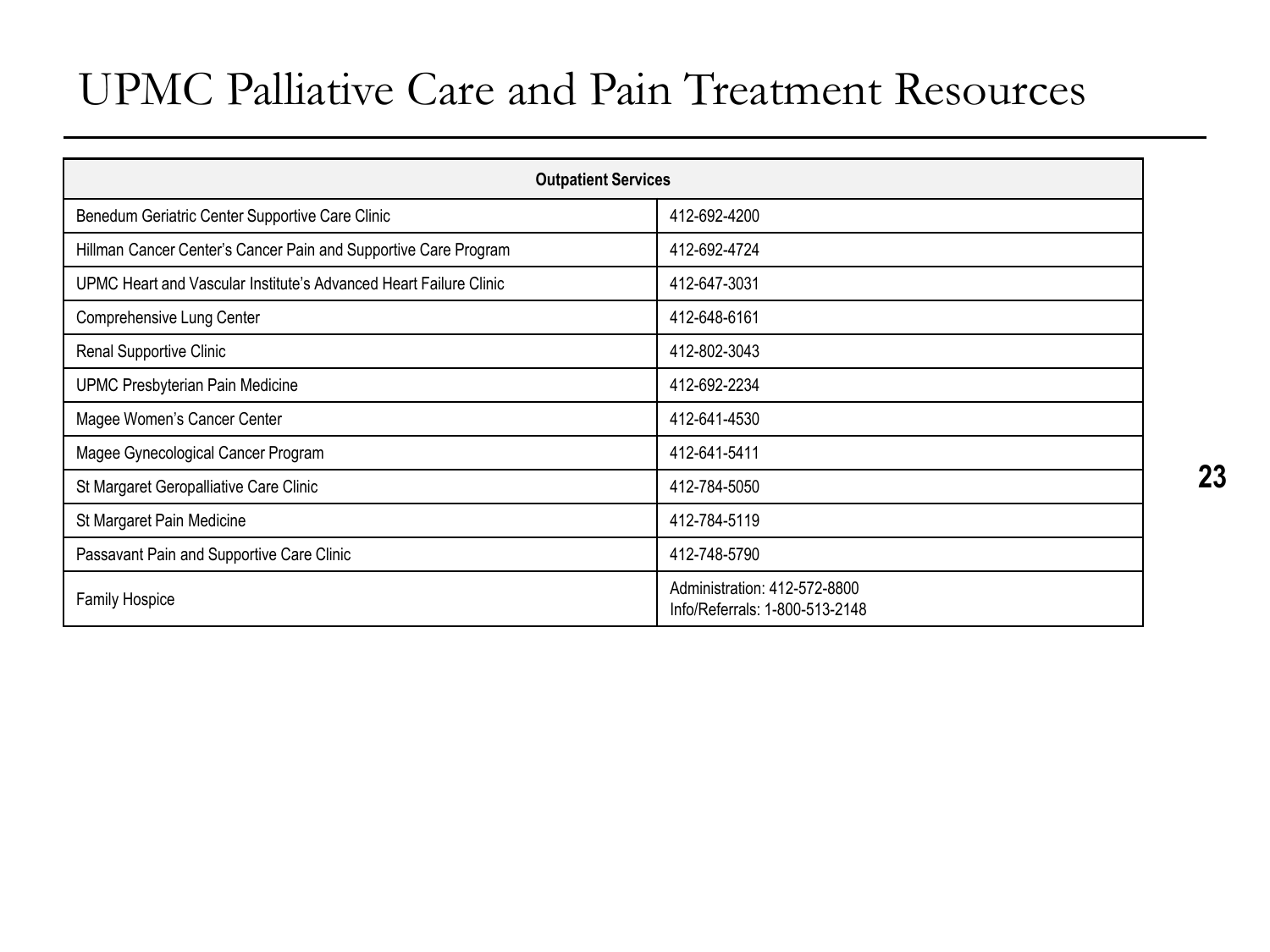# UPMC Palliative Care and Pain Treatment Resources

| Outpatient Services | |
|---|---|
| Benedum Geriatric Center Supportive Care Clinic | 412-692-4200 |
| Hillman Cancer Center's Cancer Pain and Supportive Care Program | 412-692-4724 |
| UPMC Heart and Vascular Institute's Advanced Heart Failure Clinic | 412-647-3031 |
| Comprehensive Lung Center | 412-648-6161 |
| Renal Supportive Clinic | 412-802-3043 |
| UPMC Presbyterian Pain Medicine | 412-692-2234 |
| Magee Women's Cancer Center | 412-641-4530 |
| Magee Gynecological Cancer Program | 412-641-5411 |
| St Margaret Geropalliative Care Clinic | 412-784-5050 |
| St Margaret Pain Medicine | 412-784-5119 |
| Passavant Pain and Supportive Care Clinic | 412-748-5790 |
| Family Hospice | Administration: 412-572-8800<br>Info/Referrals: 1-800-513-2148 |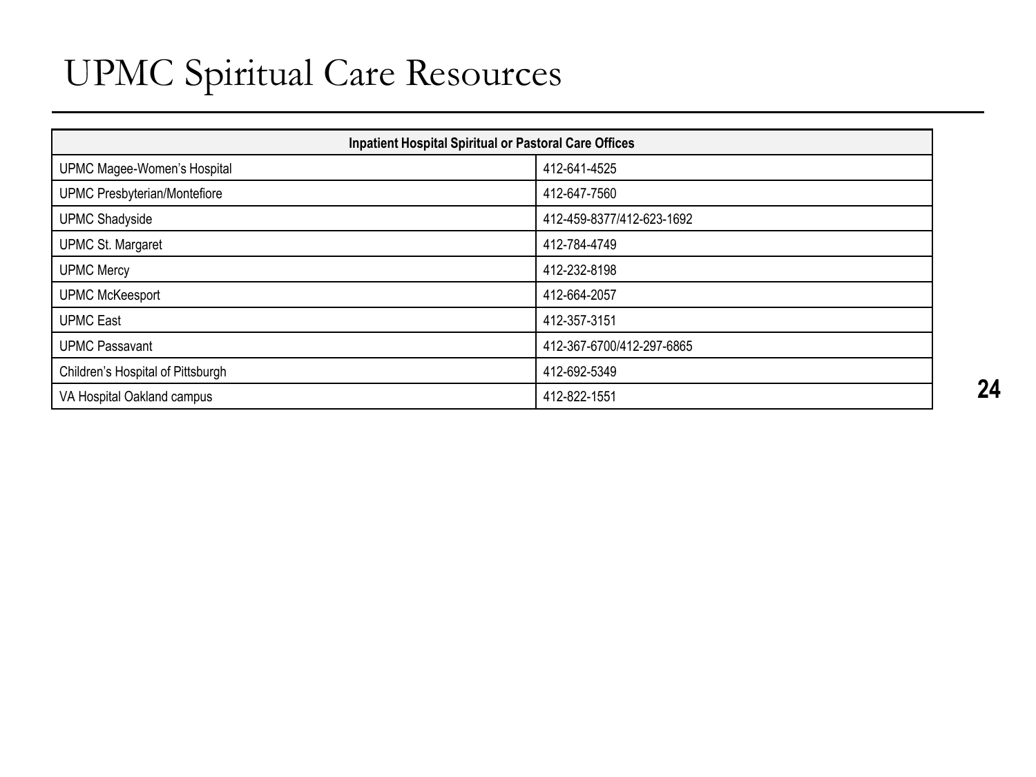# UPMC Spiritual Care Resources

| Inpatient Hospital Spiritual or Pastoral Care Offices | |
|---|---|
| UPMC Magee-Women's Hospital | 412-641-4525 |
| UPMC Presbyterian/Montefiore | 412-647-7560 |
| UPMC Shadyside | 412-459-8377/412-623-1692 |
| UPMC St. Margaret | 412-784-4749 |
| UPMC Mercy | 412-232-8198 |
| UPMC McKeesport | 412-664-2057 |
| UPMC East | 412-357-3151 |
| UPMC Passavant | 412-367-6700/412-297-6865 |
| Children's Hospital of Pittsburgh | 412-692-5349 |
| VA Hospital Oakland campus | 412-822-1551 |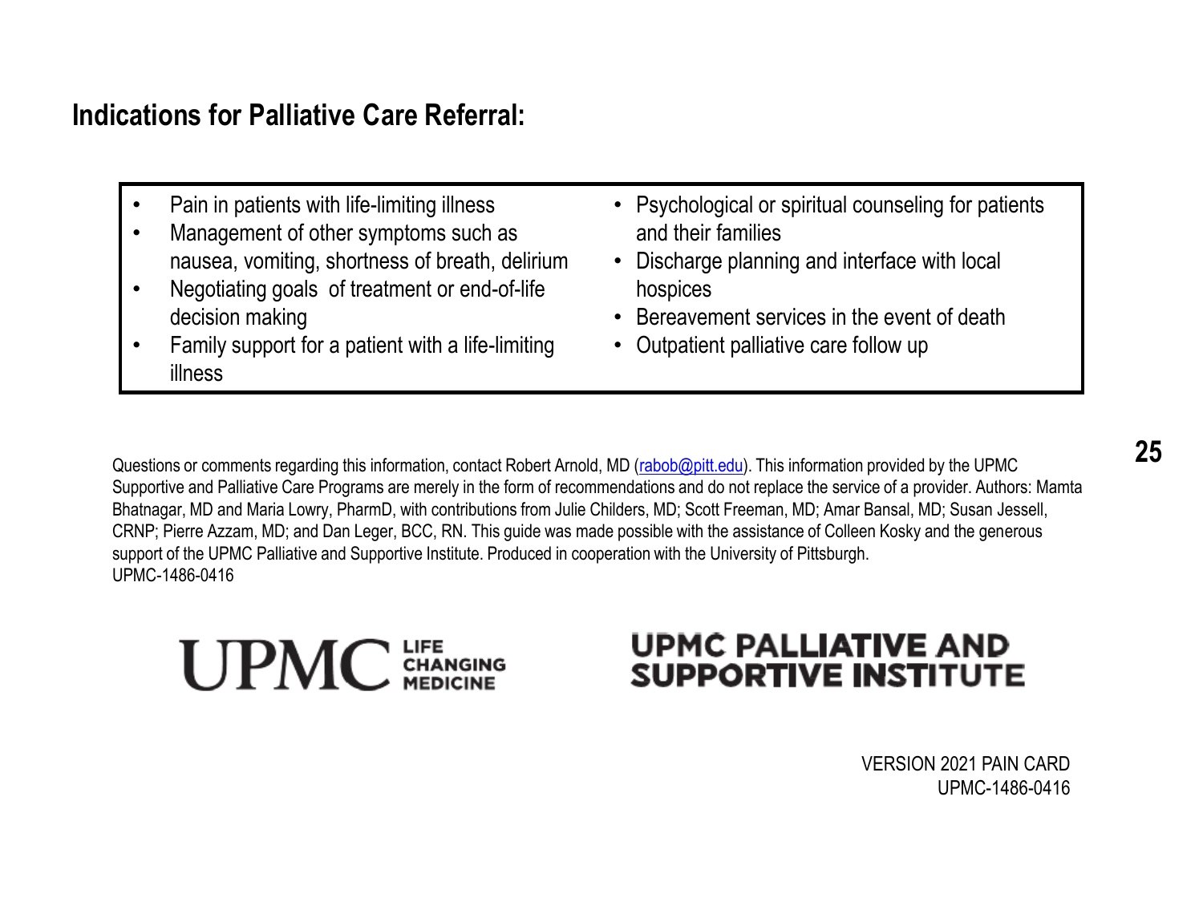## Indications for Palliative Care Referral:

- Pain in patients with life-limiting illness
- Management of other symptoms such as nausea, vomiting, shortness of breath, delirium
- Negotiating goals of treatment or end-of-life decision making
- Family support for a patient with a life-limiting illness
- Psychological or spiritual counseling for patients and their families
- Discharge planning and interface with local hospices
- Bereavement services in the event of death
- Outpatient palliative care follow up

Questions or comments regarding this information, contact Robert Arnold, MD (rabob@pitt.edu). This information provided by the UPMC Supportive and Palliative Care Programs are merely in the form of recommendations and do not replace the service of a provider. Authors: Mamta Bhatnagar, MD and Maria Lowry, PharmD, with contributions from Julie Childers, MD; Scott Freeman, MD; Amar Bansal, MD; Susan Jessell, CRNP; Pierre Azzam, MD; and Dan Leger, BCC, RN. This guide was made possible with the assistance of Colleen Kosky and the generous support of the UPMC Palliative and Supportive Institute. Produced in cooperation with the University of Pittsburgh.
UPMC-1486-0416

UPMC LIFE CHANGING MEDICINE

UPMC PALLIATIVE AND SUPPORTIVE INSTITUTE

VERSION 2021 PAIN CARD
UPMC-1486-0416